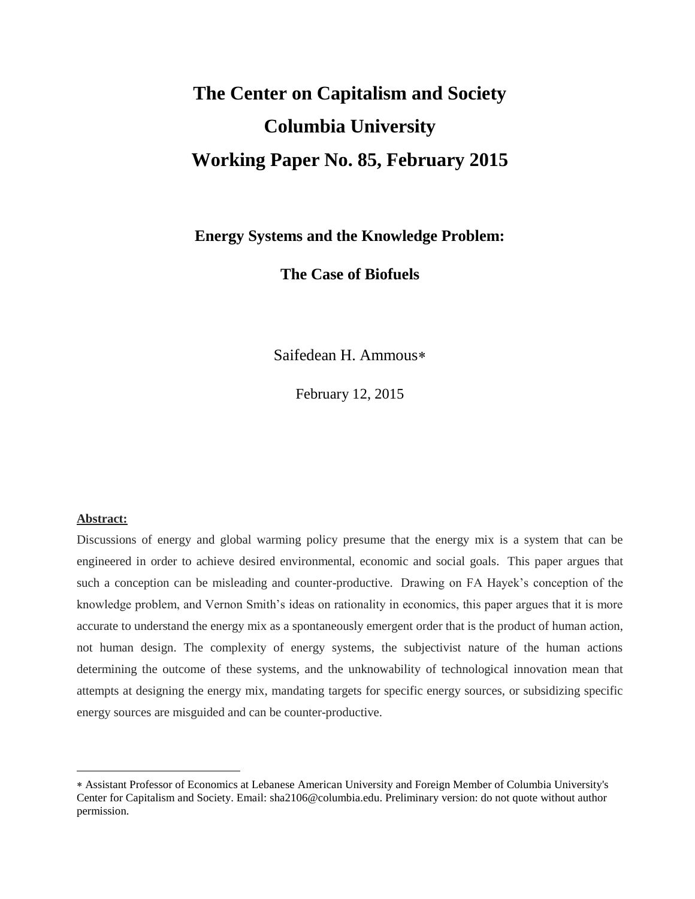# The Center on Capitalism and Society
# Columbia University
# Working Paper No. 85, February 2015

## Energy Systems and the Knowledge Problem:

## The Case of Biofuels

Saifedean H. Ammous*

February 12, 2015

**Abstract:**

Discussions of energy and global warming policy presume that the energy mix is a system that can be engineered in order to achieve desired environmental, economic and social goals. This paper argues that such a conception can be misleading and counter-productive. Drawing on FA Hayek's conception of the knowledge problem, and Vernon Smith's ideas on rationality in economics, this paper argues that it is more accurate to understand the energy mix as a spontaneously emergent order that is the product of human action, not human design. The complexity of energy systems, the subjectivist nature of the human actions determining the outcome of these systems, and the unknowability of technological innovation mean that attempts at designing the energy mix, mandating targets for specific energy sources, or subsidizing specific energy sources are misguided and can be counter-productive.

* Assistant Professor of Economics at Lebanese American University and Foreign Member of Columbia University's Center for Capitalism and Society. Email: sha2106@columbia.edu. Preliminary version: do not quote without author permission.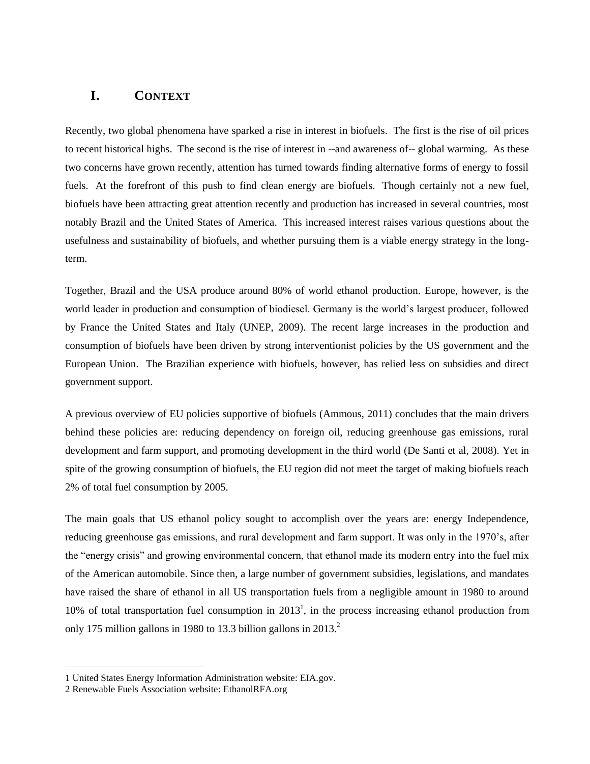# I. CONTEXT

Recently, two global phenomena have sparked a rise in interest in biofuels. The first is the rise of oil prices to recent historical highs. The second is the rise of interest in --and awareness of-- global warming. As these two concerns have grown recently, attention has turned towards finding alternative forms of energy to fossil fuels. At the forefront of this push to find clean energy are biofuels. Though certainly not a new fuel, biofuels have been attracting great attention recently and production has increased in several countries, most notably Brazil and the United States of America. This increased interest raises various questions about the usefulness and sustainability of biofuels, and whether pursuing them is a viable energy strategy in the long-term.

Together, Brazil and the USA produce around 80% of world ethanol production. Europe, however, is the world leader in production and consumption of biodiesel. Germany is the world's largest producer, followed by France the United States and Italy (UNEP, 2009). The recent large increases in the production and consumption of biofuels have been driven by strong interventionist policies by the US government and the European Union. The Brazilian experience with biofuels, however, has relied less on subsidies and direct government support.

A previous overview of EU policies supportive of biofuels (Ammous, 2011) concludes that the main drivers behind these policies are: reducing dependency on foreign oil, reducing greenhouse gas emissions, rural development and farm support, and promoting development in the third world (De Santi et al, 2008). Yet in spite of the growing consumption of biofuels, the EU region did not meet the target of making biofuels reach 2% of total fuel consumption by 2005.

The main goals that US ethanol policy sought to accomplish over the years are: energy Independence, reducing greenhouse gas emissions, and rural development and farm support. It was only in the 1970's, after the "energy crisis" and growing environmental concern, that ethanol made its modern entry into the fuel mix of the American automobile. Since then, a large number of government subsidies, legislations, and mandates have raised the share of ethanol in all US transportation fuels from a negligible amount in 1980 to around 10% of total transportation fuel consumption in 2013[1], in the process increasing ethanol production from only 175 million gallons in 1980 to 13.3 billion gallons in 2013.[2]

1 United States Energy Information Administration website: EIA.gov.

2 Renewable Fuels Association website: EthanolRFA.org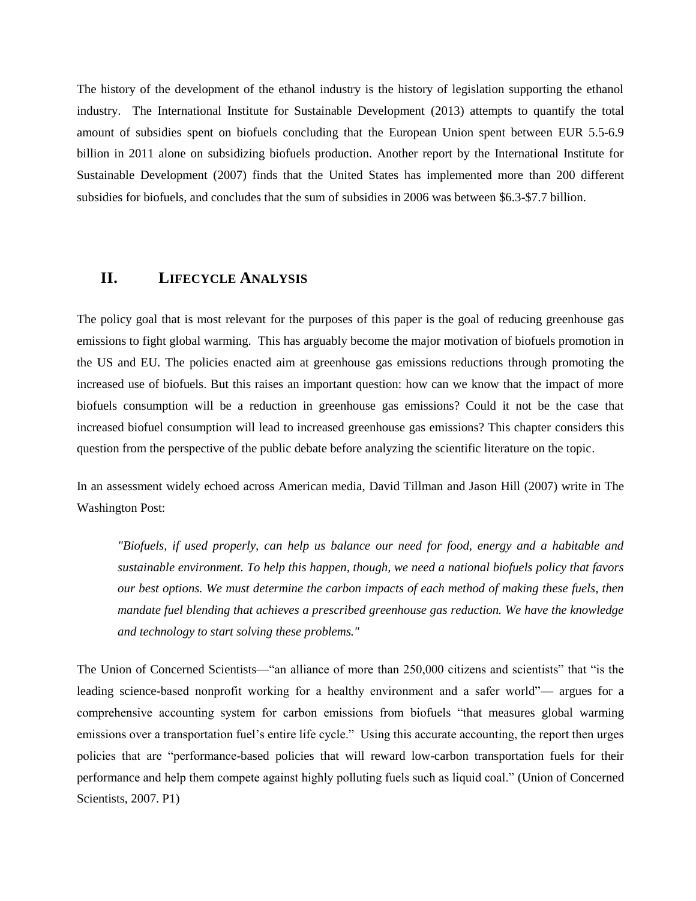The history of the development of the ethanol industry is the history of legislation supporting the ethanol industry. The International Institute for Sustainable Development (2013) attempts to quantify the total amount of subsidies spent on biofuels concluding that the European Union spent between EUR 5.5-6.9 billion in 2011 alone on subsidizing biofuels production. Another report by the International Institute for Sustainable Development (2007) finds that the United States has implemented more than 200 different subsidies for biofuels, and concludes that the sum of subsidies in 2006 was between $6.3-$7.7 billion.

## II. LIFECYCLE ANALYSIS

The policy goal that is most relevant for the purposes of this paper is the goal of reducing greenhouse gas emissions to fight global warming. This has arguably become the major motivation of biofuels promotion in the US and EU. The policies enacted aim at greenhouse gas emissions reductions through promoting the increased use of biofuels. But this raises an important question: how can we know that the impact of more biofuels consumption will be a reduction in greenhouse gas emissions? Could it not be the case that increased biofuel consumption will lead to increased greenhouse gas emissions? This chapter considers this question from the perspective of the public debate before analyzing the scientific literature on the topic.

In an assessment widely echoed across American media, David Tillman and Jason Hill (2007) write in The Washington Post:

> *"Biofuels, if used properly, can help us balance our need for food, energy and a habitable and sustainable environment. To help this happen, though, we need a national biofuels policy that favors our best options. We must determine the carbon impacts of each method of making these fuels, then mandate fuel blending that achieves a prescribed greenhouse gas reduction. We have the knowledge and technology to start solving these problems."*

The Union of Concerned Scientists—"an alliance of more than 250,000 citizens and scientists" that "is the leading science-based nonprofit working for a healthy environment and a safer world"— argues for a comprehensive accounting system for carbon emissions from biofuels "that measures global warming emissions over a transportation fuel's entire life cycle." Using this accurate accounting, the report then urges policies that are "performance-based policies that will reward low-carbon transportation fuels for their performance and help them compete against highly polluting fuels such as liquid coal." (Union of Concerned Scientists, 2007. P1)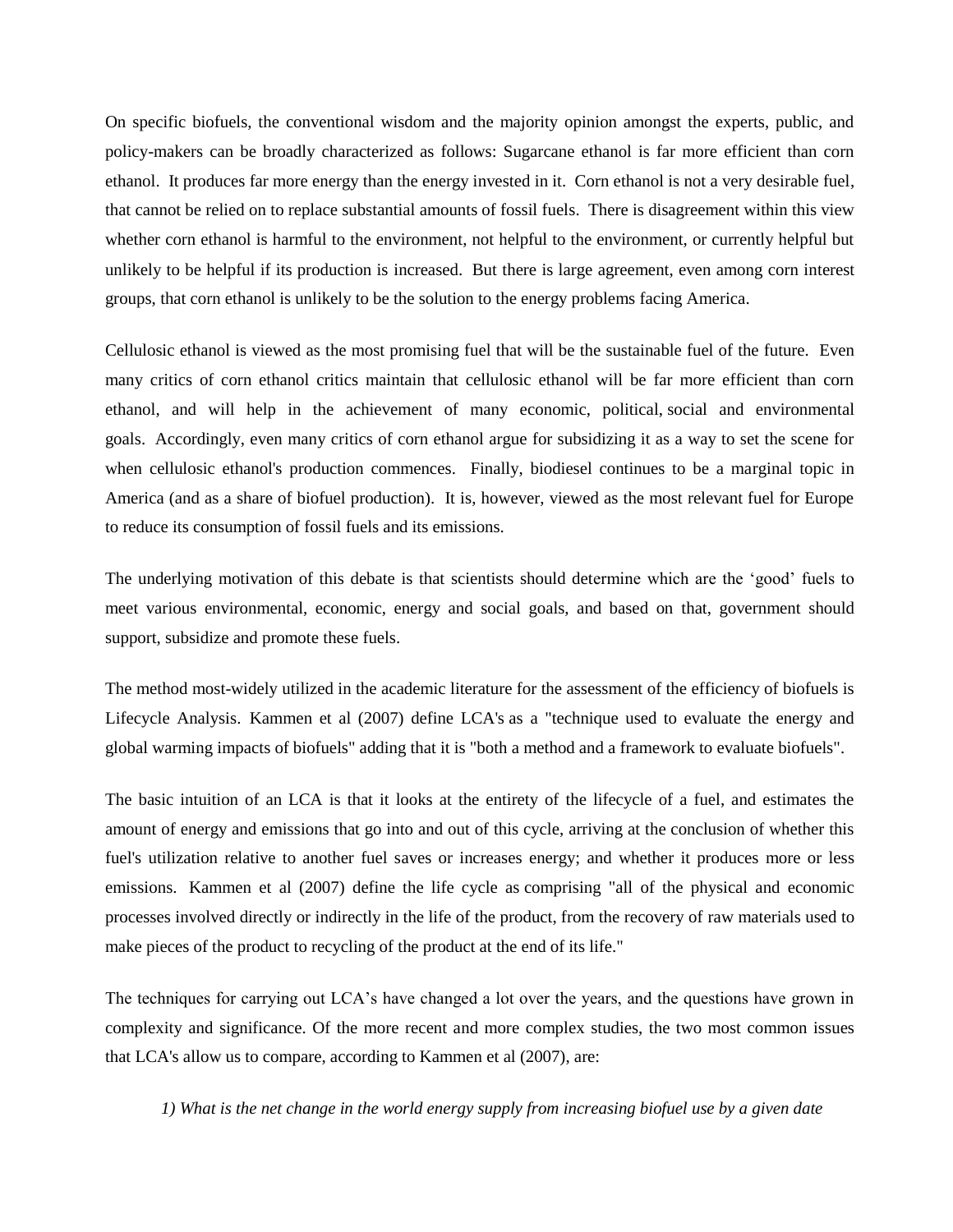On specific biofuels, the conventional wisdom and the majority opinion amongst the experts, public, and policy-makers can be broadly characterized as follows: Sugarcane ethanol is far more efficient than corn ethanol. It produces far more energy than the energy invested in it. Corn ethanol is not a very desirable fuel, that cannot be relied on to replace substantial amounts of fossil fuels. There is disagreement within this view whether corn ethanol is harmful to the environment, not helpful to the environment, or currently helpful but unlikely to be helpful if its production is increased. But there is large agreement, even among corn interest groups, that corn ethanol is unlikely to be the solution to the energy problems facing America.

Cellulosic ethanol is viewed as the most promising fuel that will be the sustainable fuel of the future. Even many critics of corn ethanol critics maintain that cellulosic ethanol will be far more efficient than corn ethanol, and will help in the achievement of many economic, political, social and environmental goals. Accordingly, even many critics of corn ethanol argue for subsidizing it as a way to set the scene for when cellulosic ethanol's production commences. Finally, biodiesel continues to be a marginal topic in America (and as a share of biofuel production). It is, however, viewed as the most relevant fuel for Europe to reduce its consumption of fossil fuels and its emissions.

The underlying motivation of this debate is that scientists should determine which are the 'good' fuels to meet various environmental, economic, energy and social goals, and based on that, government should support, subsidize and promote these fuels.

The method most-widely utilized in the academic literature for the assessment of the efficiency of biofuels is Lifecycle Analysis. Kammen et al (2007) define LCA's as a "technique used to evaluate the energy and global warming impacts of biofuels" adding that it is "both a method and a framework to evaluate biofuels".

The basic intuition of an LCA is that it looks at the entirety of the lifecycle of a fuel, and estimates the amount of energy and emissions that go into and out of this cycle, arriving at the conclusion of whether this fuel's utilization relative to another fuel saves or increases energy; and whether it produces more or less emissions. Kammen et al (2007) define the life cycle as comprising "all of the physical and economic processes involved directly or indirectly in the life of the product, from the recovery of raw materials used to make pieces of the product to recycling of the product at the end of its life."

The techniques for carrying out LCA's have changed a lot over the years, and the questions have grown in complexity and significance. Of the more recent and more complex studies, the two most common issues that LCA's allow us to compare, according to Kammen et al (2007), are:

*1) What is the net change in the world energy supply from increasing biofuel use by a given date*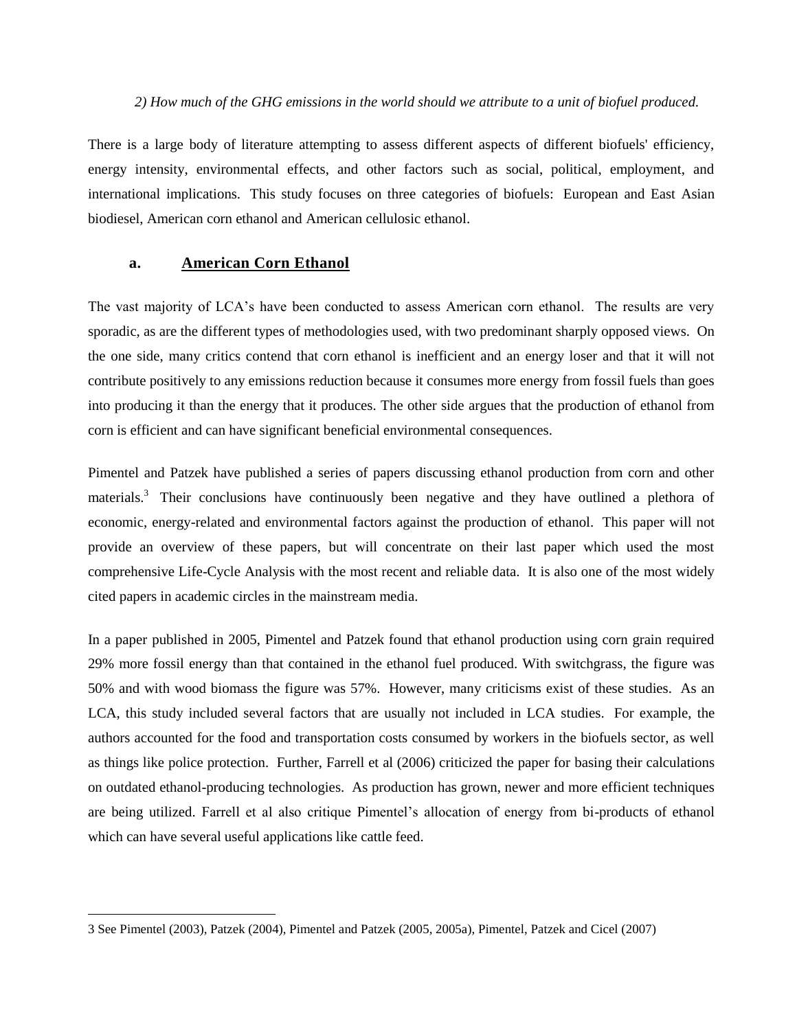*2) How much of the GHG emissions in the world should we attribute to a unit of biofuel produced.*

There is a large body of literature attempting to assess different aspects of different biofuels' efficiency, energy intensity, environmental effects, and other factors such as social, political, employment, and international implications. This study focuses on three categories of biofuels: European and East Asian biodiesel, American corn ethanol and American cellulosic ethanol.

### a. American Corn Ethanol

The vast majority of LCA's have been conducted to assess American corn ethanol. The results are very sporadic, as are the different types of methodologies used, with two predominant sharply opposed views. On the one side, many critics contend that corn ethanol is inefficient and an energy loser and that it will not contribute positively to any emissions reduction because it consumes more energy from fossil fuels than goes into producing it than the energy that it produces. The other side argues that the production of ethanol from corn is efficient and can have significant beneficial environmental consequences.

Pimentel and Patzek have published a series of papers discussing ethanol production from corn and other materials.[3] Their conclusions have continuously been negative and they have outlined a plethora of economic, energy-related and environmental factors against the production of ethanol. This paper will not provide an overview of these papers, but will concentrate on their last paper which used the most comprehensive Life-Cycle Analysis with the most recent and reliable data. It is also one of the most widely cited papers in academic circles in the mainstream media.

In a paper published in 2005, Pimentel and Patzek found that ethanol production using corn grain required 29% more fossil energy than that contained in the ethanol fuel produced. With switchgrass, the figure was 50% and with wood biomass the figure was 57%. However, many criticisms exist of these studies. As an LCA, this study included several factors that are usually not included in LCA studies. For example, the authors accounted for the food and transportation costs consumed by workers in the biofuels sector, as well as things like police protection. Further, Farrell et al (2006) criticized the paper for basing their calculations on outdated ethanol-producing technologies. As production has grown, newer and more efficient techniques are being utilized. Farrell et al also critique Pimentel's allocation of energy from bi-products of ethanol which can have several useful applications like cattle feed.

---

3 See Pimentel (2003), Patzek (2004), Pimentel and Patzek (2005, 2005a), Pimentel, Patzek and Cicel (2007)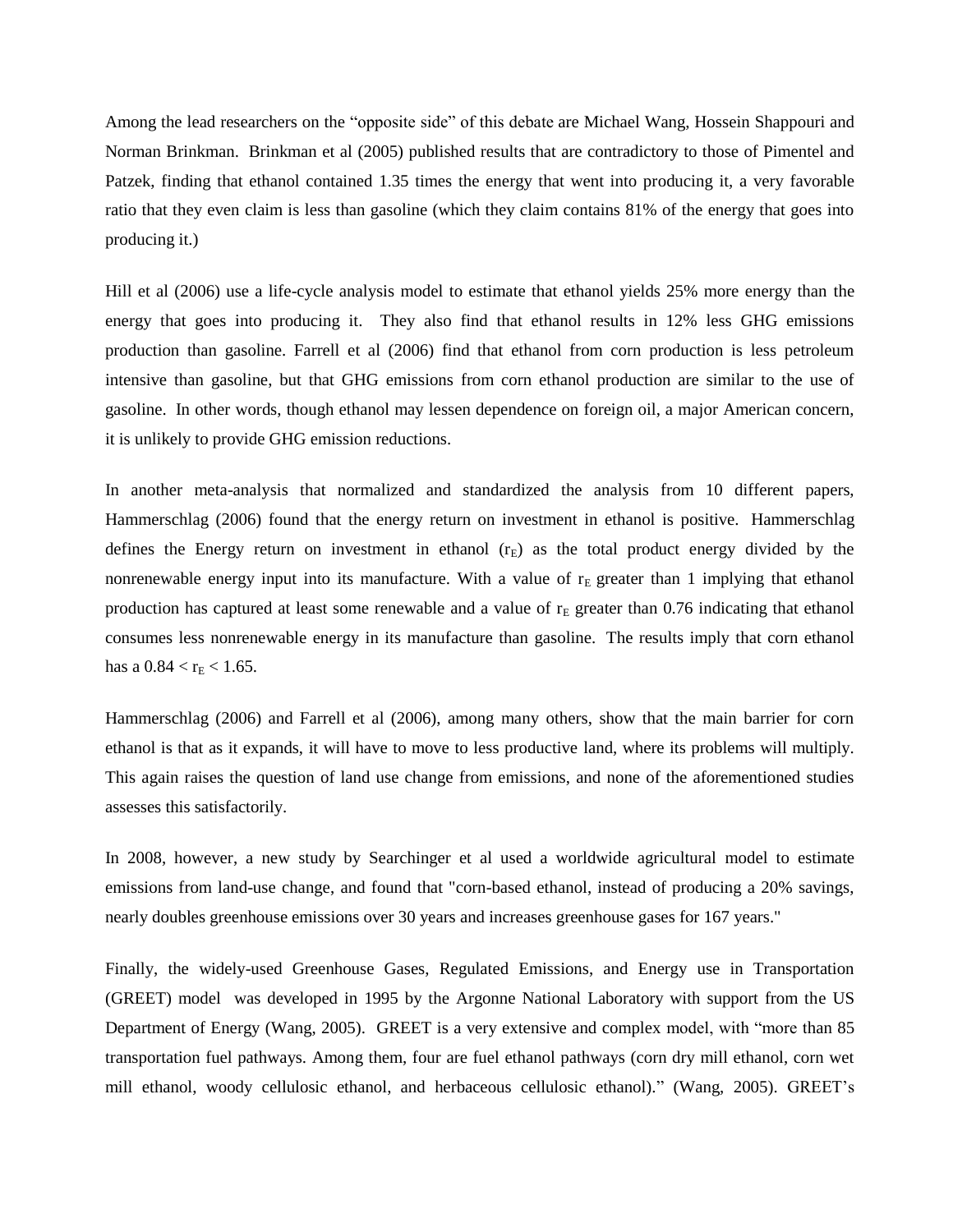Among the lead researchers on the "opposite side" of this debate are Michael Wang, Hossein Shappouri and Norman Brinkman. Brinkman et al (2005) published results that are contradictory to those of Pimentel and Patzek, finding that ethanol contained 1.35 times the energy that went into producing it, a very favorable ratio that they even claim is less than gasoline (which they claim contains 81% of the energy that goes into producing it.)

Hill et al (2006) use a life-cycle analysis model to estimate that ethanol yields 25% more energy than the energy that goes into producing it. They also find that ethanol results in 12% less GHG emissions production than gasoline. Farrell et al (2006) find that ethanol from corn production is less petroleum intensive than gasoline, but that GHG emissions from corn ethanol production are similar to the use of gasoline. In other words, though ethanol may lessen dependence on foreign oil, a major American concern, it is unlikely to provide GHG emission reductions.

In another meta-analysis that normalized and standardized the analysis from 10 different papers, Hammerschlag (2006) found that the energy return on investment in ethanol is positive. Hammerschlag defines the Energy return on investment in ethanol ($r_E$) as the total product energy divided by the nonrenewable energy input into its manufacture. With a value of $r_E$ greater than 1 implying that ethanol production has captured at least some renewable and a value of $r_E$ greater than 0.76 indicating that ethanol consumes less nonrenewable energy in its manufacture than gasoline. The results imply that corn ethanol has a $0.84 < r_E < 1.65$.

Hammerschlag (2006) and Farrell et al (2006), among many others, show that the main barrier for corn ethanol is that as it expands, it will have to move to less productive land, where its problems will multiply. This again raises the question of land use change from emissions, and none of the aforementioned studies assesses this satisfactorily.

In 2008, however, a new study by Searchinger et al used a worldwide agricultural model to estimate emissions from land-use change, and found that "corn-based ethanol, instead of producing a 20% savings, nearly doubles greenhouse emissions over 30 years and increases greenhouse gases for 167 years."

Finally, the widely-used Greenhouse Gases, Regulated Emissions, and Energy use in Transportation (GREET) model was developed in 1995 by the Argonne National Laboratory with support from the US Department of Energy (Wang, 2005). GREET is a very extensive and complex model, with "more than 85 transportation fuel pathways. Among them, four are fuel ethanol pathways (corn dry mill ethanol, corn wet mill ethanol, woody cellulosic ethanol, and herbaceous cellulosic ethanol)." (Wang, 2005). GREET's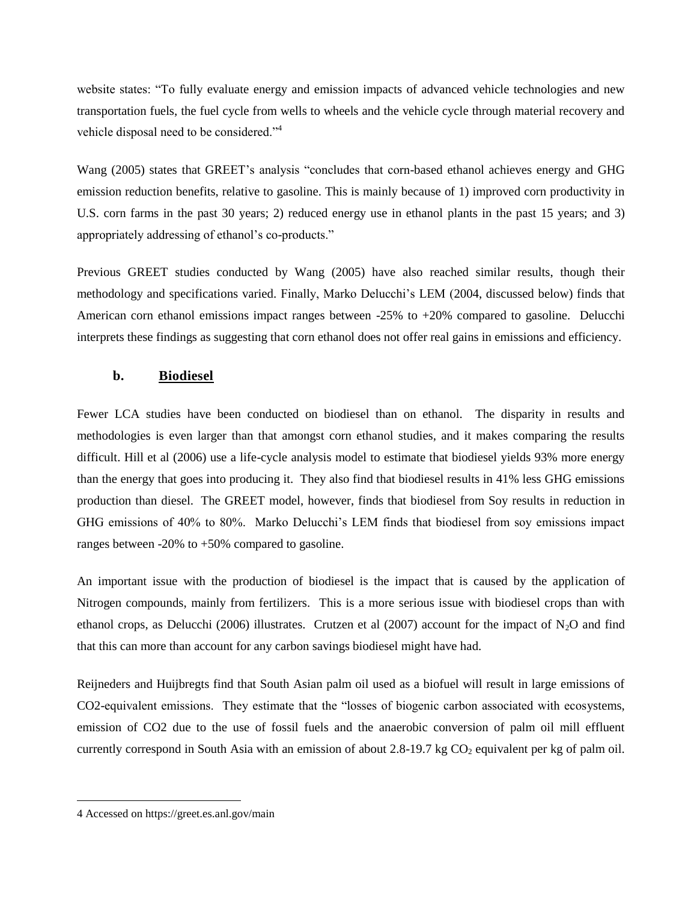website states: "To fully evaluate energy and emission impacts of advanced vehicle technologies and new transportation fuels, the fuel cycle from wells to wheels and the vehicle cycle through material recovery and vehicle disposal need to be considered."[4]

Wang (2005) states that GREET's analysis "concludes that corn-based ethanol achieves energy and GHG emission reduction benefits, relative to gasoline. This is mainly because of 1) improved corn productivity in U.S. corn farms in the past 30 years; 2) reduced energy use in ethanol plants in the past 15 years; and 3) appropriately addressing of ethanol's co-products."

Previous GREET studies conducted by Wang (2005) have also reached similar results, though their methodology and specifications varied. Finally, Marko Delucchi's LEM (2004, discussed below) finds that American corn ethanol emissions impact ranges between -25% to +20% compared to gasoline. Delucchi interprets these findings as suggesting that corn ethanol does not offer real gains in emissions and efficiency.

### b. <u>Biodiesel</u>

Fewer LCA studies have been conducted on biodiesel than on ethanol. The disparity in results and methodologies is even larger than that amongst corn ethanol studies, and it makes comparing the results difficult. Hill et al (2006) use a life-cycle analysis model to estimate that biodiesel yields 93% more energy than the energy that goes into producing it. They also find that biodiesel results in 41% less GHG emissions production than diesel. The GREET model, however, finds that biodiesel from Soy results in reduction in GHG emissions of 40% to 80%. Marko Delucchi's LEM finds that biodiesel from soy emissions impact ranges between -20% to +50% compared to gasoline.

An important issue with the production of biodiesel is the impact that is caused by the application of Nitrogen compounds, mainly from fertilizers. This is a more serious issue with biodiesel crops than with ethanol crops, as Delucchi (2006) illustrates. Crutzen et al (2007) account for the impact of $N_2O$ and find that this can more than account for any carbon savings biodiesel might have had.

Reijneders and Huijbregts find that South Asian palm oil used as a biofuel will result in large emissions of CO2-equivalent emissions. They estimate that the "losses of biogenic carbon associated with ecosystems, emission of CO2 due to the use of fossil fuels and the anaerobic conversion of palm oil mill effluent currently correspond in South Asia with an emission of about 2.8-19.7 kg $CO_2$ equivalent per kg of palm oil.

---

4 Accessed on https://greet.es.anl.gov/main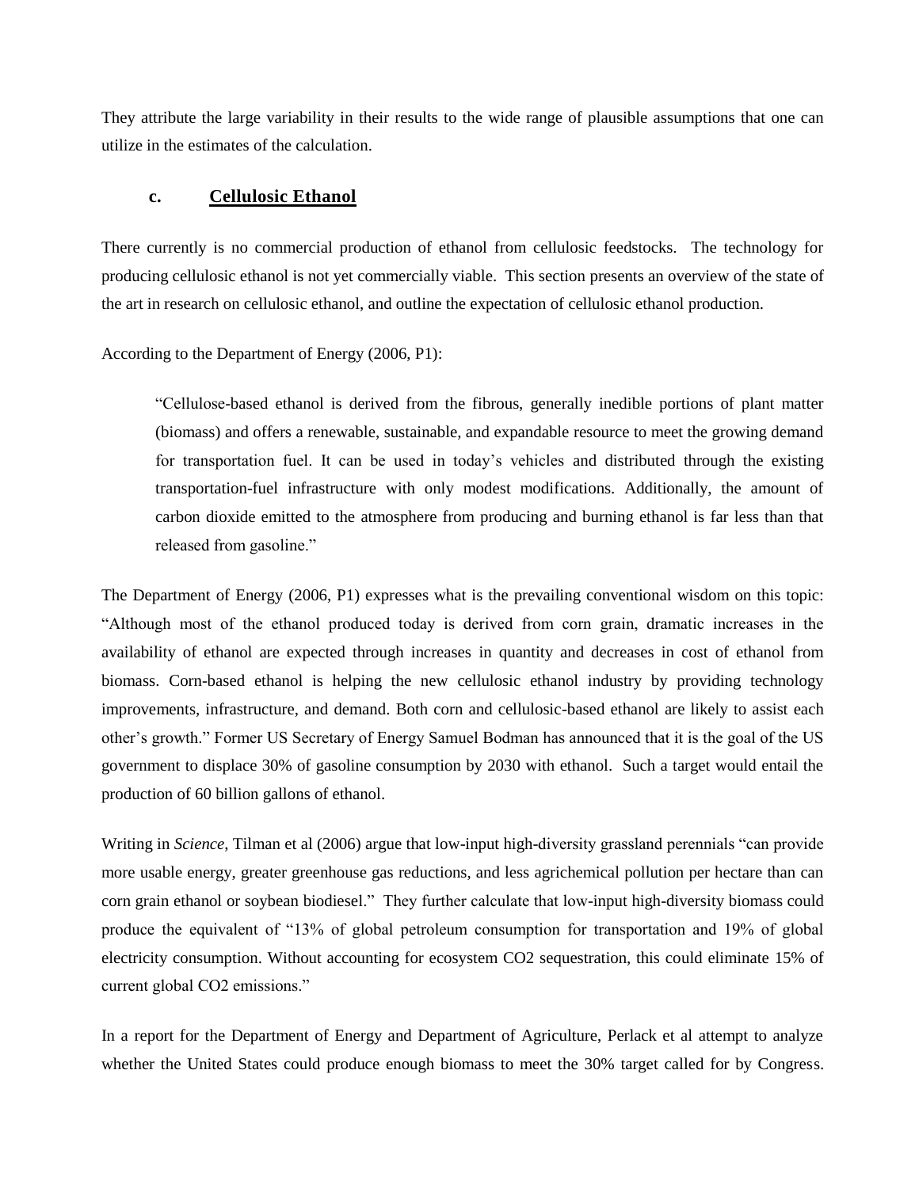They attribute the large variability in their results to the wide range of plausible assumptions that one can utilize in the estimates of the calculation.

### c. Cellulosic Ethanol

There currently is no commercial production of ethanol from cellulosic feedstocks. The technology for producing cellulosic ethanol is not yet commercially viable. This section presents an overview of the state of the art in research on cellulosic ethanol, and outline the expectation of cellulosic ethanol production.

According to the Department of Energy (2006, P1):

> "Cellulose-based ethanol is derived from the fibrous, generally inedible portions of plant matter (biomass) and offers a renewable, sustainable, and expandable resource to meet the growing demand for transportation fuel. It can be used in today's vehicles and distributed through the existing transportation-fuel infrastructure with only modest modifications. Additionally, the amount of carbon dioxide emitted to the atmosphere from producing and burning ethanol is far less than that released from gasoline."

The Department of Energy (2006, P1) expresses what is the prevailing conventional wisdom on this topic: "Although most of the ethanol produced today is derived from corn grain, dramatic increases in the availability of ethanol are expected through increases in quantity and decreases in cost of ethanol from biomass. Corn-based ethanol is helping the new cellulosic ethanol industry by providing technology improvements, infrastructure, and demand. Both corn and cellulosic-based ethanol are likely to assist each other's growth." Former US Secretary of Energy Samuel Bodman has announced that it is the goal of the US government to displace 30% of gasoline consumption by 2030 with ethanol. Such a target would entail the production of 60 billion gallons of ethanol.

Writing in *Science*, Tilman et al (2006) argue that low-input high-diversity grassland perennials "can provide more usable energy, greater greenhouse gas reductions, and less agrichemical pollution per hectare than can corn grain ethanol or soybean biodiesel." They further calculate that low-input high-diversity biomass could produce the equivalent of "13% of global petroleum consumption for transportation and 19% of global electricity consumption. Without accounting for ecosystem $CO_2$ sequestration, this could eliminate 15% of current global $CO_2$ emissions."

In a report for the Department of Energy and Department of Agriculture, Perlack et al attempt to analyze whether the United States could produce enough biomass to meet the 30% target called for by Congress.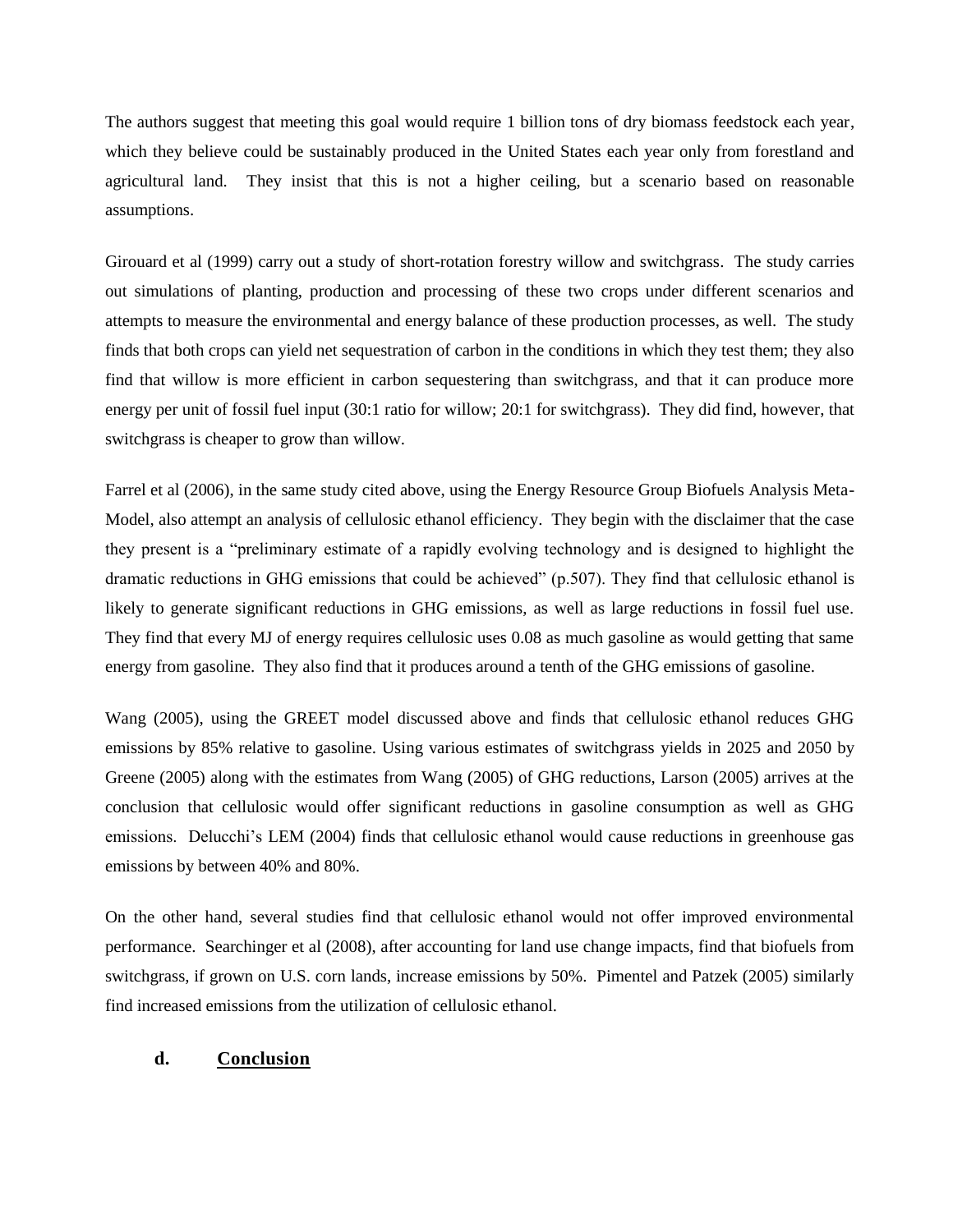The authors suggest that meeting this goal would require 1 billion tons of dry biomass feedstock each year, which they believe could be sustainably produced in the United States each year only from forestland and agricultural land. They insist that this is not a higher ceiling, but a scenario based on reasonable assumptions.

Girouard et al (1999) carry out a study of short-rotation forestry willow and switchgrass. The study carries out simulations of planting, production and processing of these two crops under different scenarios and attempts to measure the environmental and energy balance of these production processes, as well. The study finds that both crops can yield net sequestration of carbon in the conditions in which they test them; they also find that willow is more efficient in carbon sequestering than switchgrass, and that it can produce more energy per unit of fossil fuel input (30:1 ratio for willow; 20:1 for switchgrass). They did find, however, that switchgrass is cheaper to grow than willow.

Farrel et al (2006), in the same study cited above, using the Energy Resource Group Biofuels Analysis Meta-Model, also attempt an analysis of cellulosic ethanol efficiency. They begin with the disclaimer that the case they present is a "preliminary estimate of a rapidly evolving technology and is designed to highlight the dramatic reductions in GHG emissions that could be achieved" (p.507). They find that cellulosic ethanol is likely to generate significant reductions in GHG emissions, as well as large reductions in fossil fuel use. They find that every MJ of energy requires cellulosic uses 0.08 as much gasoline as would getting that same energy from gasoline. They also find that it produces around a tenth of the GHG emissions of gasoline.

Wang (2005), using the GREET model discussed above and finds that cellulosic ethanol reduces GHG emissions by 85% relative to gasoline. Using various estimates of switchgrass yields in 2025 and 2050 by Greene (2005) along with the estimates from Wang (2005) of GHG reductions, Larson (2005) arrives at the conclusion that cellulosic would offer significant reductions in gasoline consumption as well as GHG emissions. Delucchi's LEM (2004) finds that cellulosic ethanol would cause reductions in greenhouse gas emissions by between 40% and 80%.

On the other hand, several studies find that cellulosic ethanol would not offer improved environmental performance. Searchinger et al (2008), after accounting for land use change impacts, find that biofuels from switchgrass, if grown on U.S. corn lands, increase emissions by 50%. Pimentel and Patzek (2005) similarly find increased emissions from the utilization of cellulosic ethanol.

### d. Conclusion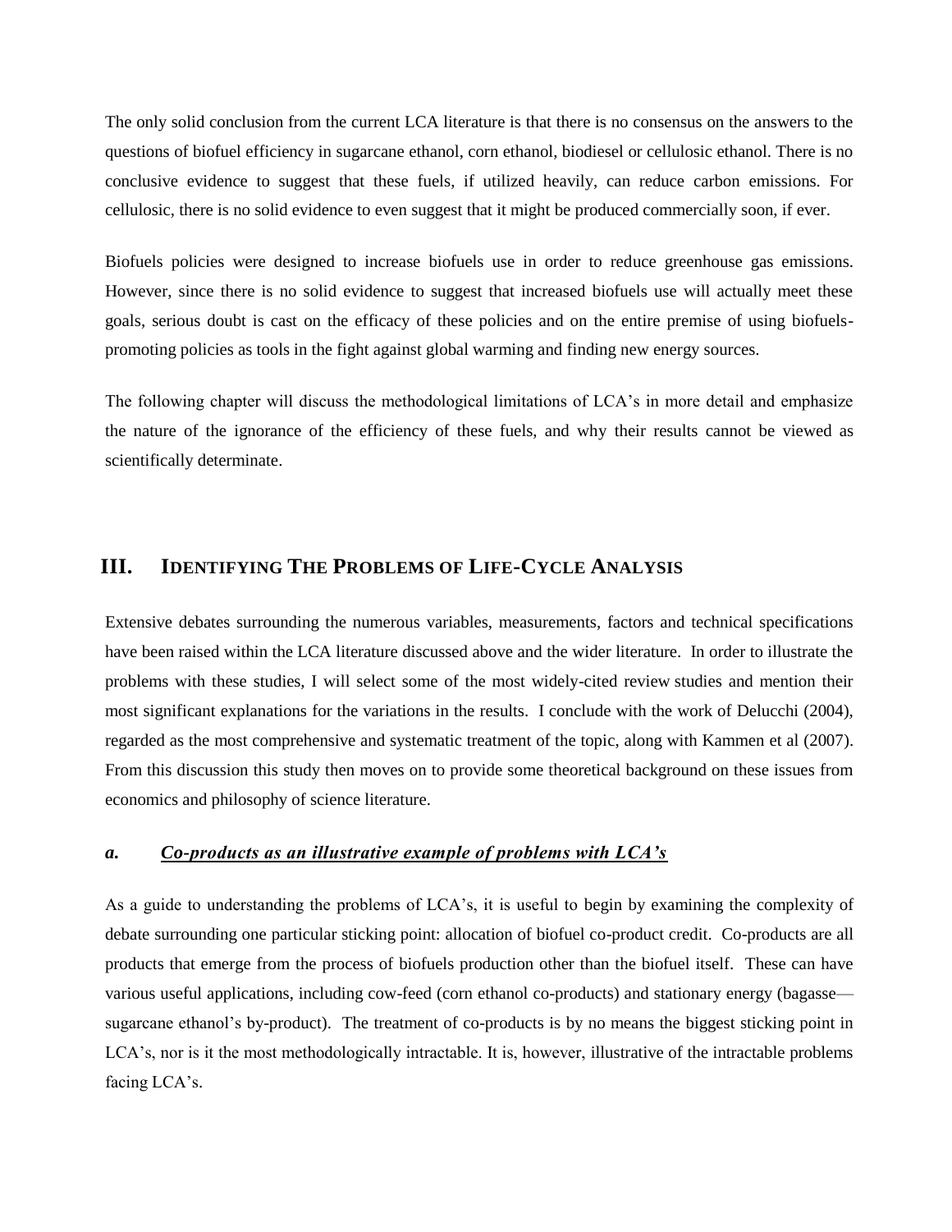The only solid conclusion from the current LCA literature is that there is no consensus on the answers to the questions of biofuel efficiency in sugarcane ethanol, corn ethanol, biodiesel or cellulosic ethanol. There is no conclusive evidence to suggest that these fuels, if utilized heavily, can reduce carbon emissions. For cellulosic, there is no solid evidence to even suggest that it might be produced commercially soon, if ever.

Biofuels policies were designed to increase biofuels use in order to reduce greenhouse gas emissions. However, since there is no solid evidence to suggest that increased biofuels use will actually meet these goals, serious doubt is cast on the efficacy of these policies and on the entire premise of using biofuels-promoting policies as tools in the fight against global warming and finding new energy sources.

The following chapter will discuss the methodological limitations of LCA's in more detail and emphasize the nature of the ignorance of the efficiency of these fuels, and why their results cannot be viewed as scientifically determinate.

## III. Identifying The Problems of Life-Cycle Analysis

Extensive debates surrounding the numerous variables, measurements, factors and technical specifications have been raised within the LCA literature discussed above and the wider literature. In order to illustrate the problems with these studies, I will select some of the most widely-cited review studies and mention their most significant explanations for the variations in the results. I conclude with the work of Delucchi (2004), regarded as the most comprehensive and systematic treatment of the topic, along with Kammen et al (2007). From this discussion this study then moves on to provide some theoretical background on these issues from economics and philosophy of science literature.

### a. *Co-products as an illustrative example of problems with LCA's*

As a guide to understanding the problems of LCA's, it is useful to begin by examining the complexity of debate surrounding one particular sticking point: allocation of biofuel co-product credit. Co-products are all products that emerge from the process of biofuels production other than the biofuel itself. These can have various useful applications, including cow-feed (corn ethanol co-products) and stationary energy (bagasse—sugarcane ethanol's by-product). The treatment of co-products is by no means the biggest sticking point in LCA's, nor is it the most methodologically intractable. It is, however, illustrative of the intractable problems facing LCA's.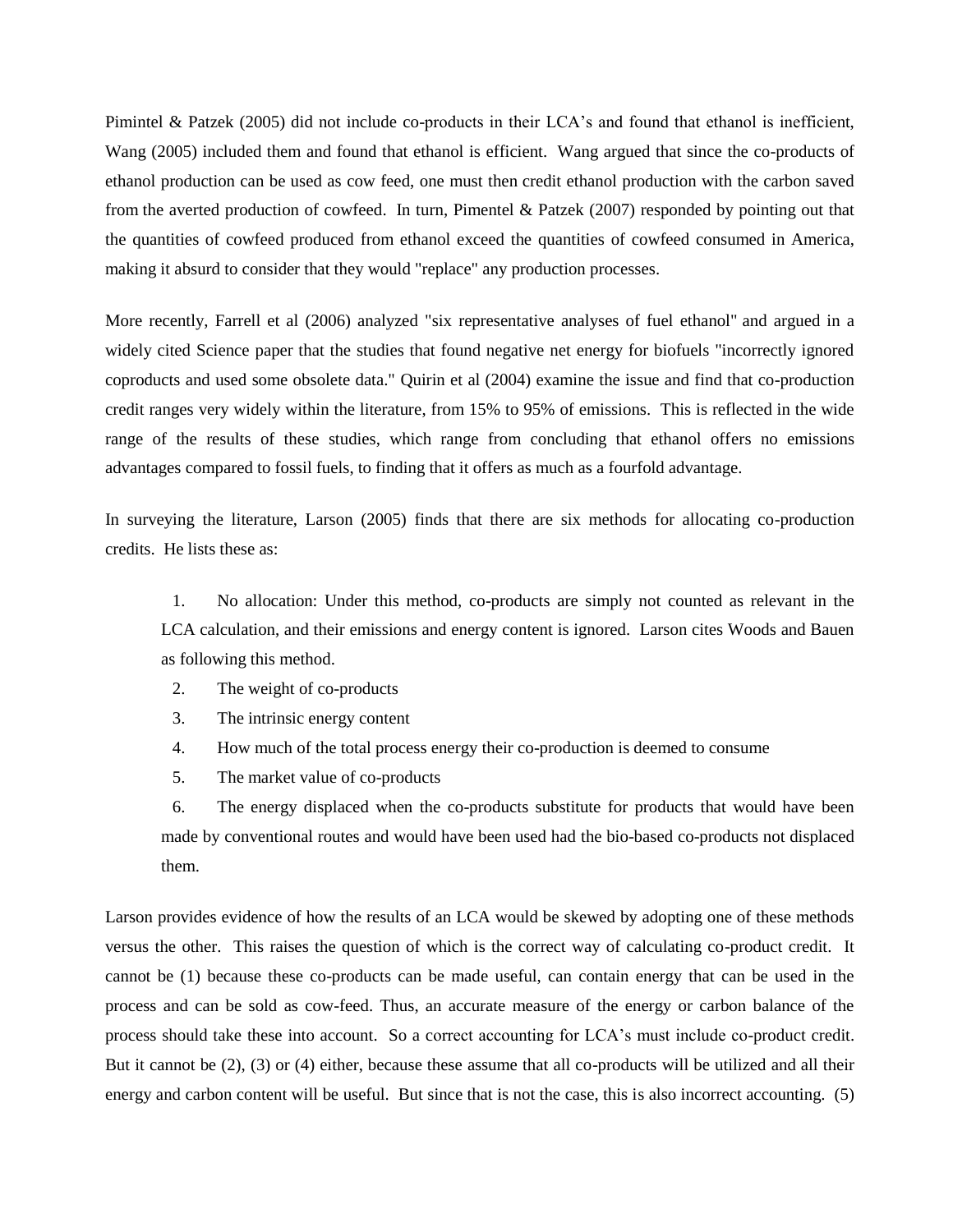Pimintel & Patzek (2005) did not include co-products in their LCA's and found that ethanol is inefficient, Wang (2005) included them and found that ethanol is efficient. Wang argued that since the co-products of ethanol production can be used as cow feed, one must then credit ethanol production with the carbon saved from the averted production of cowfeed. In turn, Pimentel & Patzek (2007) responded by pointing out that the quantities of cowfeed produced from ethanol exceed the quantities of cowfeed consumed in America, making it absurd to consider that they would "replace" any production processes.

More recently, Farrell et al (2006) analyzed "six representative analyses of fuel ethanol" and argued in a widely cited Science paper that the studies that found negative net energy for biofuels "incorrectly ignored coproducts and used some obsolete data." Quirin et al (2004) examine the issue and find that co-production credit ranges very widely within the literature, from 15% to 95% of emissions. This is reflected in the wide range of the results of these studies, which range from concluding that ethanol offers no emissions advantages compared to fossil fuels, to finding that it offers as much as a fourfold advantage.

In surveying the literature, Larson (2005) finds that there are six methods for allocating co-production credits. He lists these as:

1. No allocation: Under this method, co-products are simply not counted as relevant in the LCA calculation, and their emissions and energy content is ignored. Larson cites Woods and Bauen as following this method.
2. The weight of co-products
3. The intrinsic energy content
4. How much of the total process energy their co-production is deemed to consume
5. The market value of co-products
6. The energy displaced when the co-products substitute for products that would have been made by conventional routes and would have been used had the bio-based co-products not displaced them.

Larson provides evidence of how the results of an LCA would be skewed by adopting one of these methods versus the other. This raises the question of which is the correct way of calculating co-product credit. It cannot be (1) because these co-products can be made useful, can contain energy that can be used in the process and can be sold as cow-feed. Thus, an accurate measure of the energy or carbon balance of the process should take these into account. So a correct accounting for LCA's must include co-product credit. But it cannot be (2), (3) or (4) either, because these assume that all co-products will be utilized and all their energy and carbon content will be useful. But since that is not the case, this is also incorrect accounting. (5)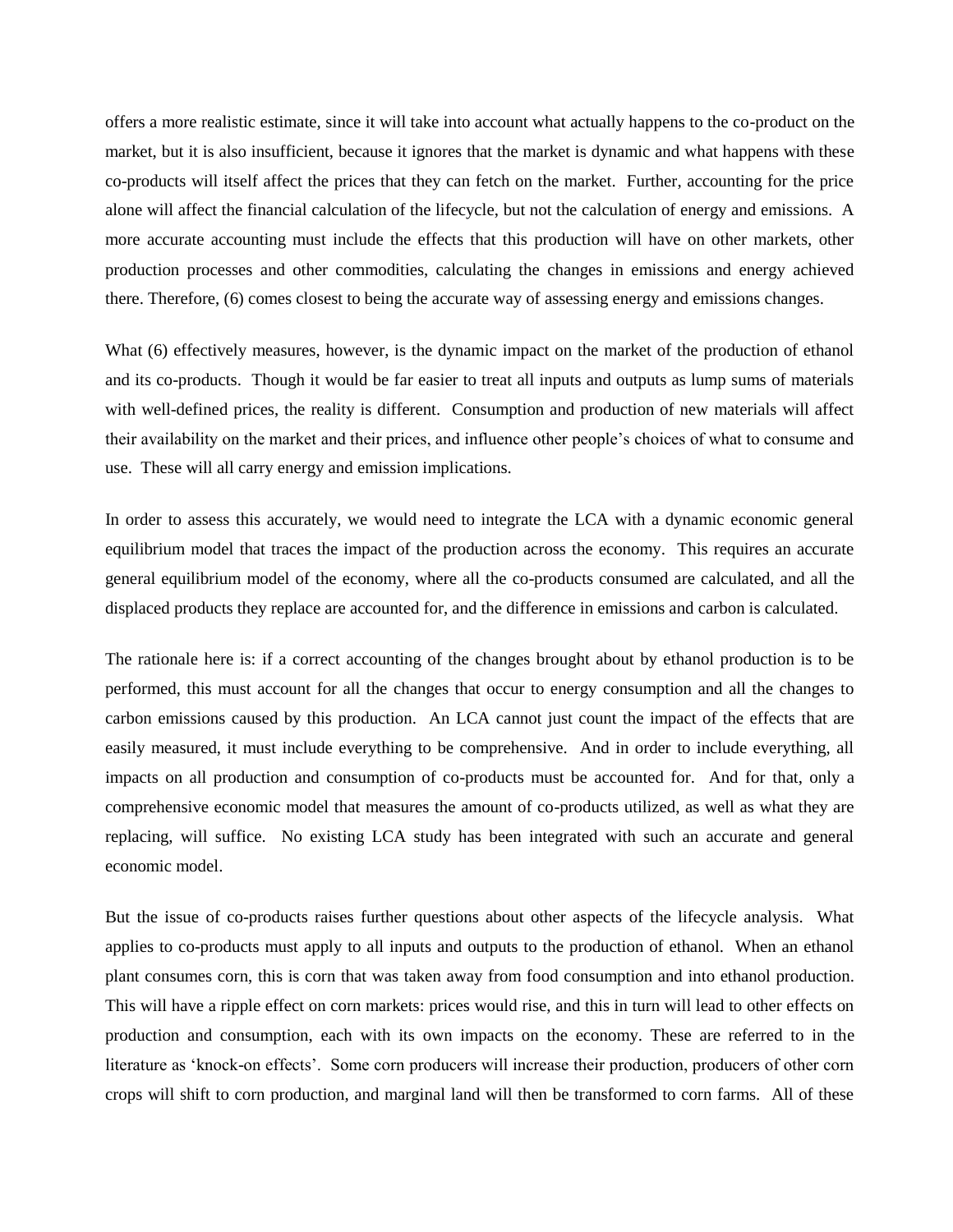offers a more realistic estimate, since it will take into account what actually happens to the co-product on the market, but it is also insufficient, because it ignores that the market is dynamic and what happens with these co-products will itself affect the prices that they can fetch on the market. Further, accounting for the price alone will affect the financial calculation of the lifecycle, but not the calculation of energy and emissions. A more accurate accounting must include the effects that this production will have on other markets, other production processes and other commodities, calculating the changes in emissions and energy achieved there. Therefore, (6) comes closest to being the accurate way of assessing energy and emissions changes.

What (6) effectively measures, however, is the dynamic impact on the market of the production of ethanol and its co-products. Though it would be far easier to treat all inputs and outputs as lump sums of materials with well-defined prices, the reality is different. Consumption and production of new materials will affect their availability on the market and their prices, and influence other people's choices of what to consume and use. These will all carry energy and emission implications.

In order to assess this accurately, we would need to integrate the LCA with a dynamic economic general equilibrium model that traces the impact of the production across the economy. This requires an accurate general equilibrium model of the economy, where all the co-products consumed are calculated, and all the displaced products they replace are accounted for, and the difference in emissions and carbon is calculated.

The rationale here is: if a correct accounting of the changes brought about by ethanol production is to be performed, this must account for all the changes that occur to energy consumption and all the changes to carbon emissions caused by this production. An LCA cannot just count the impact of the effects that are easily measured, it must include everything to be comprehensive. And in order to include everything, all impacts on all production and consumption of co-products must be accounted for. And for that, only a comprehensive economic model that measures the amount of co-products utilized, as well as what they are replacing, will suffice. No existing LCA study has been integrated with such an accurate and general economic model.

But the issue of co-products raises further questions about other aspects of the lifecycle analysis. What applies to co-products must apply to all inputs and outputs to the production of ethanol. When an ethanol plant consumes corn, this is corn that was taken away from food consumption and into ethanol production. This will have a ripple effect on corn markets: prices would rise, and this in turn will lead to other effects on production and consumption, each with its own impacts on the economy. These are referred to in the literature as 'knock-on effects'. Some corn producers will increase their production, producers of other corn crops will shift to corn production, and marginal land will then be transformed to corn farms. All of these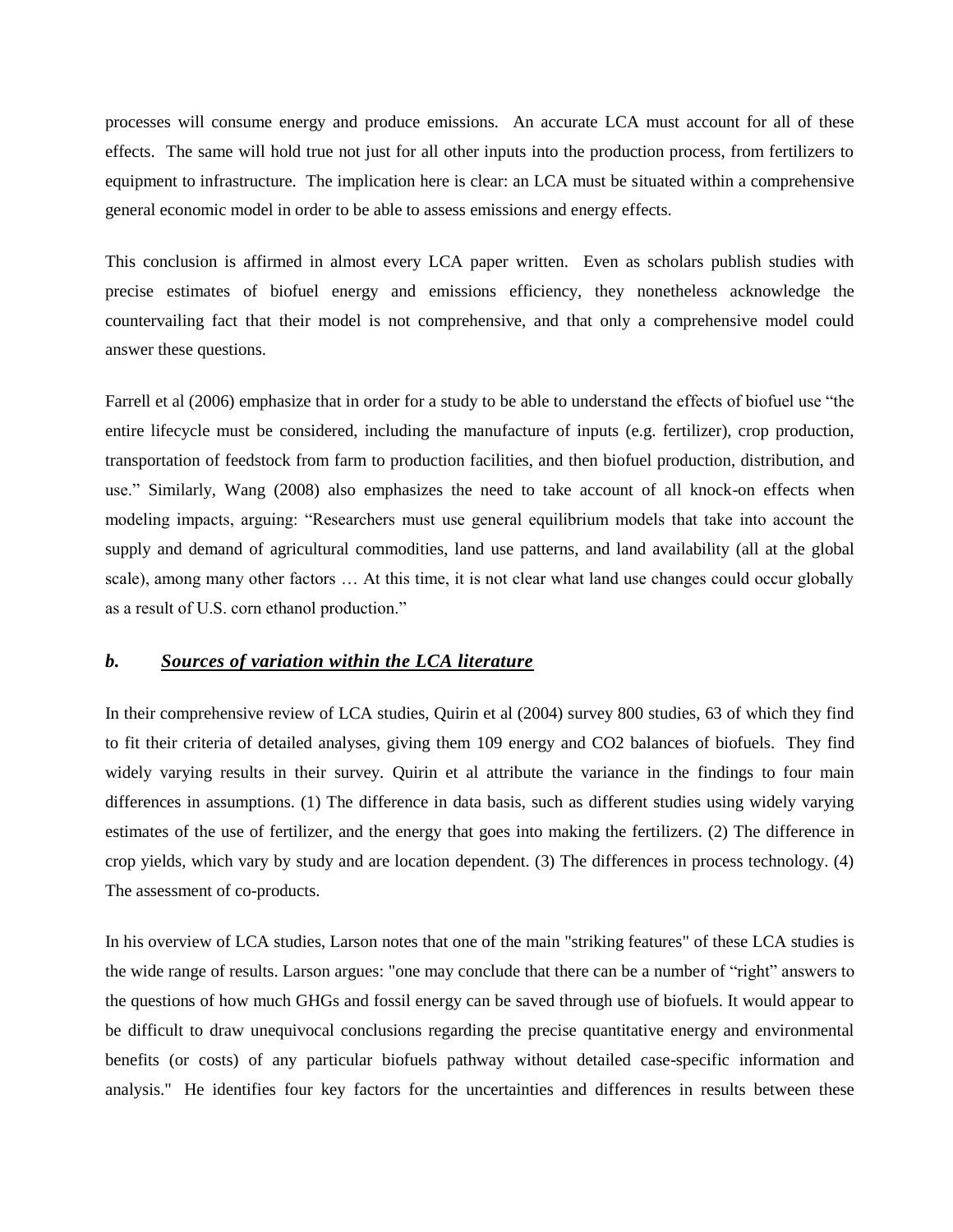processes will consume energy and produce emissions. An accurate LCA must account for all of these effects. The same will hold true not just for all other inputs into the production process, from fertilizers to equipment to infrastructure. The implication here is clear: an LCA must be situated within a comprehensive general economic model in order to be able to assess emissions and energy effects.

This conclusion is affirmed in almost every LCA paper written. Even as scholars publish studies with precise estimates of biofuel energy and emissions efficiency, they nonetheless acknowledge the countervailing fact that their model is not comprehensive, and that only a comprehensive model could answer these questions.

Farrell et al (2006) emphasize that in order for a study to be able to understand the effects of biofuel use "the entire lifecycle must be considered, including the manufacture of inputs (e.g. fertilizer), crop production, transportation of feedstock from farm to production facilities, and then biofuel production, distribution, and use." Similarly, Wang (2008) also emphasizes the need to take account of all knock-on effects when modeling impacts, arguing: "Researchers must use general equilibrium models that take into account the supply and demand of agricultural commodities, land use patterns, and land availability (all at the global scale), among many other factors … At this time, it is not clear what land use changes could occur globally as a result of U.S. corn ethanol production."

### *b.* ***Sources of variation within the LCA literature***

In their comprehensive review of LCA studies, Quirin et al (2004) survey 800 studies, 63 of which they find to fit their criteria of detailed analyses, giving them 109 energy and CO2 balances of biofuels. They find widely varying results in their survey. Quirin et al attribute the variance in the findings to four main differences in assumptions. (1) The difference in data basis, such as different studies using widely varying estimates of the use of fertilizer, and the energy that goes into making the fertilizers. (2) The difference in crop yields, which vary by study and are location dependent. (3) The differences in process technology. (4) The assessment of co-products.

In his overview of LCA studies, Larson notes that one of the main "striking features" of these LCA studies is the wide range of results. Larson argues: "one may conclude that there can be a number of "right" answers to the questions of how much GHGs and fossil energy can be saved through use of biofuels. It would appear to be difficult to draw unequivocal conclusions regarding the precise quantitative energy and environmental benefits (or costs) of any particular biofuels pathway without detailed case-specific information and analysis." He identifies four key factors for the uncertainties and differences in results between these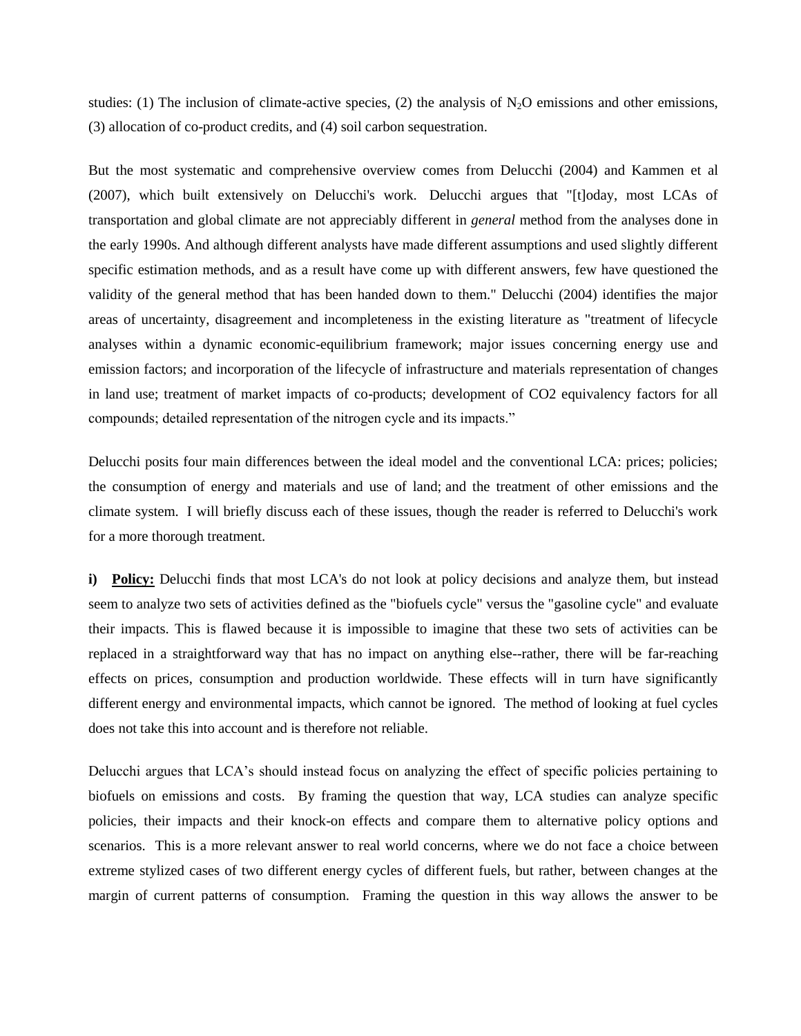studies: (1) The inclusion of climate-active species, (2) the analysis of $N_2O$ emissions and other emissions, (3) allocation of co-product credits, and (4) soil carbon sequestration.

But the most systematic and comprehensive overview comes from Delucchi (2004) and Kammen et al (2007), which built extensively on Delucchi's work. Delucchi argues that "[t]oday, most LCAs of transportation and global climate are not appreciably different in *general* method from the analyses done in the early 1990s. And although different analysts have made different assumptions and used slightly different specific estimation methods, and as a result have come up with different answers, few have questioned the validity of the general method that has been handed down to them." Delucchi (2004) identifies the major areas of uncertainty, disagreement and incompleteness in the existing literature as "treatment of lifecycle analyses within a dynamic economic-equilibrium framework; major issues concerning energy use and emission factors; and incorporation of the lifecycle of infrastructure and materials representation of changes in land use; treatment of market impacts of co-products; development of CO2 equivalency factors for all compounds; detailed representation of the nitrogen cycle and its impacts."

Delucchi posits four main differences between the ideal model and the conventional LCA: prices; policies; the consumption of energy and materials and use of land; and the treatment of other emissions and the climate system. I will briefly discuss each of these issues, though the reader is referred to Delucchi's work for a more thorough treatment.

**i) <u>Policy:</u>** Delucchi finds that most LCA's do not look at policy decisions and analyze them, but instead seem to analyze two sets of activities defined as the "biofuels cycle" versus the "gasoline cycle" and evaluate their impacts. This is flawed because it is impossible to imagine that these two sets of activities can be replaced in a straightforward way that has no impact on anything else--rather, there will be far-reaching effects on prices, consumption and production worldwide. These effects will in turn have significantly different energy and environmental impacts, which cannot be ignored. The method of looking at fuel cycles does not take this into account and is therefore not reliable.

Delucchi argues that LCA's should instead focus on analyzing the effect of specific policies pertaining to biofuels on emissions and costs. By framing the question that way, LCA studies can analyze specific policies, their impacts and their knock-on effects and compare them to alternative policy options and scenarios. This is a more relevant answer to real world concerns, where we do not face a choice between extreme stylized cases of two different energy cycles of different fuels, but rather, between changes at the margin of current patterns of consumption. Framing the question in this way allows the answer to be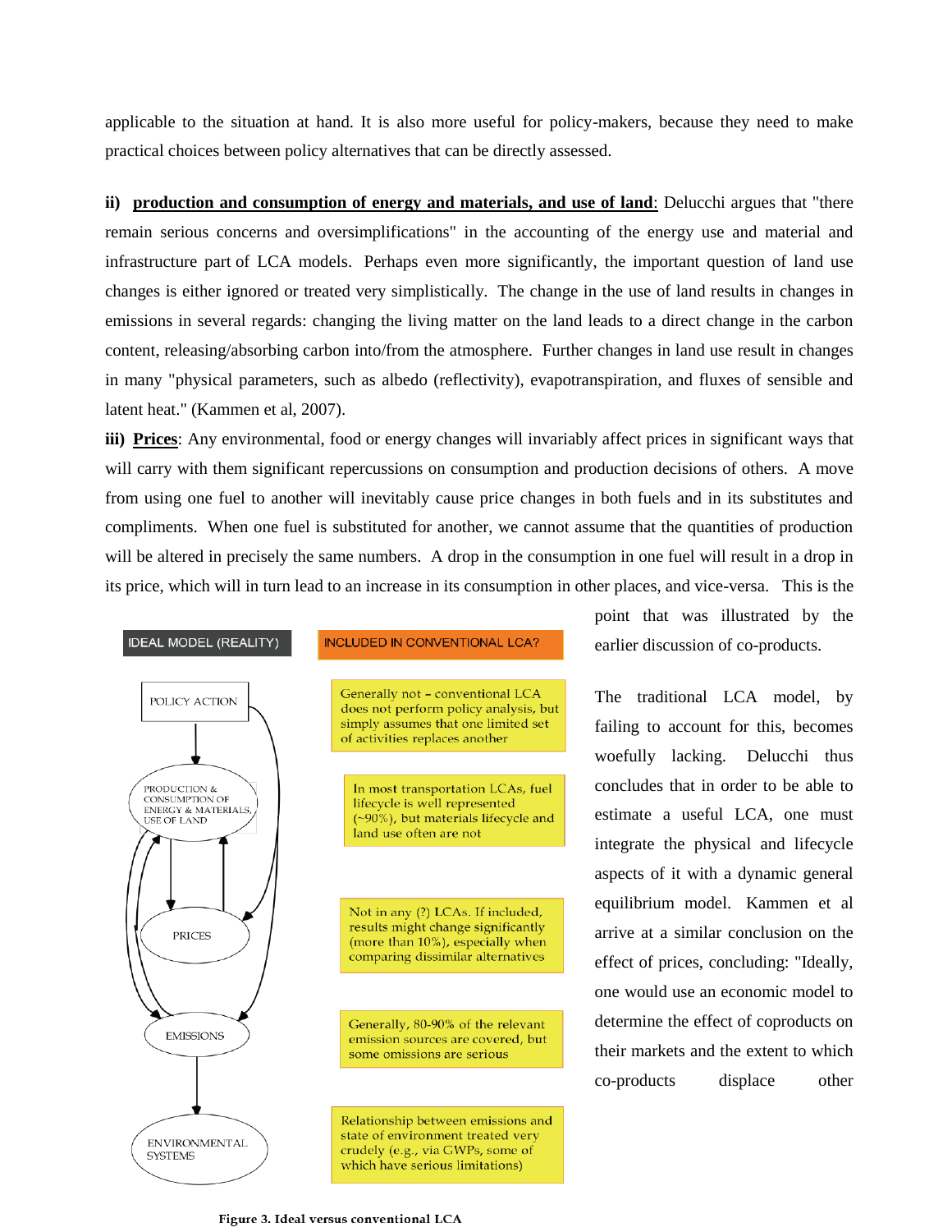applicable to the situation at hand. It is also more useful for policy-makers, because they need to make practical choices between policy alternatives that can be directly assessed.

**ii)** **<u>production and consumption of energy and materials, and use of land</u>**: Delucchi argues that "there remain serious concerns and oversimplifications" in the accounting of the energy use and material and infrastructure part of LCA models. Perhaps even more significantly, the important question of land use changes is either ignored or treated very simplistically. The change in the use of land results in changes in emissions in several regards: changing the living matter on the land leads to a direct change in the carbon content, releasing/absorbing carbon into/from the atmosphere. Further changes in land use result in changes in many "physical parameters, such as albedo (reflectivity), evapotranspiration, and fluxes of sensible and latent heat." (Kammen et al, 2007).

**iii)** **<u>Prices</u>**: Any environmental, food or energy changes will invariably affect prices in significant ways that will carry with them significant repercussions on consumption and production decisions of others. A move from using one fuel to another will inevitably cause price changes in both fuels and in its substitutes and compliments. When one fuel is substituted for another, we cannot assume that the quantities of production will be altered in precisely the same numbers. A drop in the consumption in one fuel will result in a drop in its price, which will in turn lead to an increase in its consumption in other places, and vice-versa. This is the point that was illustrated by the earlier discussion of co-products.

The traditional LCA model, by failing to account for this, becomes woefully lacking. Delucchi thus concludes that in order to be able to estimate a useful LCA, one must integrate the physical and lifecycle aspects of it with a dynamic general equilibrium model. Kammen et al arrive at a similar conclusion on the effect of prices, concluding: "Ideally, one would use an economic model to determine the effect of coproducts on their markets and the extent to which co-products displace other

| IDEAL MODEL (REALITY) | INCLUDED IN CONVENTIONAL LCA? |
|---|---|
| POLICY ACTION | Generally not – conventional LCA does not perform policy analysis, but simply assumes that one limited set of activities replaces another |
| PRODUCTION & CONSUMPTION OF ENERGY & MATERIALS, USE OF LAND | In most transportation LCAs, fuel lifecycle is well represented (~90%), but materials lifecycle and land use often are not |
| PRICES | Not in any (?) LCAs. If included, results might change significantly (more than 10%), especially when comparing dissimilar alternatives |
| EMISSIONS | Generally, 80-90% of the relevant emission sources are covered, but some omissions are serious |
| ENVIRONMENTAL SYSTEMS | Relationship between emissions and state of environment treated very crudely (e.g., via GWPs, some of which have serious limitations) |

**Figure 3. Ideal versus conventional LCA**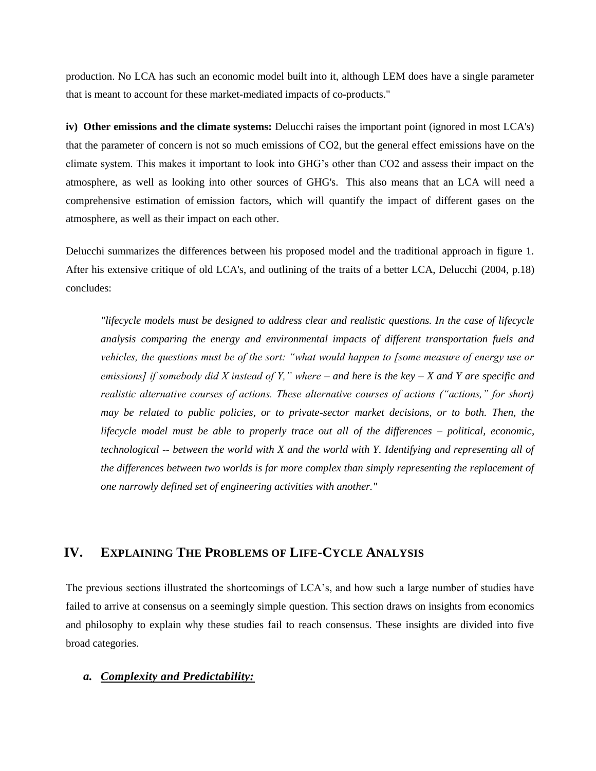production. No LCA has such an economic model built into it, although LEM does have a single parameter that is meant to account for these market-mediated impacts of co-products."

**iv) Other emissions and the climate systems:** Delucchi raises the important point (ignored in most LCA's) that the parameter of concern is not so much emissions of $CO_2$, but the general effect emissions have on the climate system. This makes it important to look into GHG's other than $CO_2$ and assess their impact on the atmosphere, as well as looking into other sources of GHG's. This also means that an LCA will need a comprehensive estimation of emission factors, which will quantify the impact of different gases on the atmosphere, as well as their impact on each other.

Delucchi summarizes the differences between his proposed model and the traditional approach in figure 1. After his extensive critique of old LCA's, and outlining of the traits of a better LCA, Delucchi (2004, p.18) concludes:

> *"lifecycle models must be designed to address clear and realistic questions. In the case of lifecycle analysis comparing the energy and environmental impacts of different transportation fuels and vehicles, the questions must be of the sort: "what would happen to [some measure of energy use or emissions] if somebody did X instead of Y," where – and here is the key – X and Y are specific and realistic alternative courses of actions. These alternative courses of actions ("actions," for short) may be related to public policies, or to private-sector market decisions, or to both. Then, the lifecycle model must be able to properly trace out all of the differences – political, economic, technological -- between the world with X and the world with Y. Identifying and representing all of the differences between two worlds is far more complex than simply representing the replacement of one narrowly defined set of engineering activities with another."*

## IV. Explaining The Problems of Life-Cycle Analysis

The previous sections illustrated the shortcomings of LCA's, and how such a large number of studies have failed to arrive at consensus on a seemingly simple question. This section draws on insights from economics and philosophy to explain why these studies fail to reach consensus. These insights are divided into five broad categories.

### *a. Complexity and Predictability:*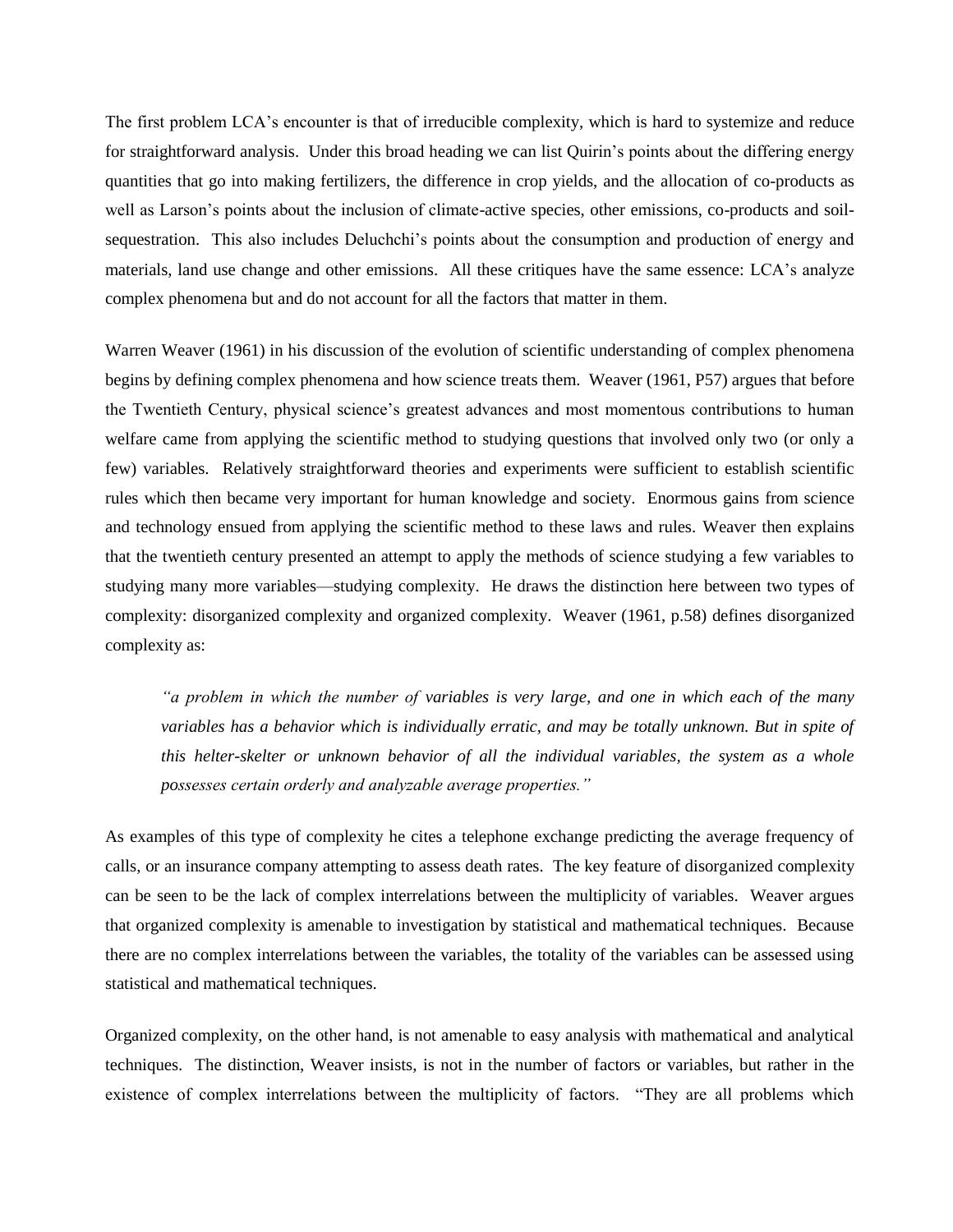The first problem LCA's encounter is that of irreducible complexity, which is hard to systemize and reduce for straightforward analysis. Under this broad heading we can list Quirin's points about the differing energy quantities that go into making fertilizers, the difference in crop yields, and the allocation of co-products as well as Larson's points about the inclusion of climate-active species, other emissions, co-products and soil-sequestration. This also includes Deluchchi's points about the consumption and production of energy and materials, land use change and other emissions. All these critiques have the same essence: LCA's analyze complex phenomena but and do not account for all the factors that matter in them.

Warren Weaver (1961) in his discussion of the evolution of scientific understanding of complex phenomena begins by defining complex phenomena and how science treats them. Weaver (1961, P57) argues that before the Twentieth Century, physical science's greatest advances and most momentous contributions to human welfare came from applying the scientific method to studying questions that involved only two (or only a few) variables. Relatively straightforward theories and experiments were sufficient to establish scientific rules which then became very important for human knowledge and society. Enormous gains from science and technology ensued from applying the scientific method to these laws and rules. Weaver then explains that the twentieth century presented an attempt to apply the methods of science studying a few variables to studying many more variables—studying complexity. He draws the distinction here between two types of complexity: disorganized complexity and organized complexity. Weaver (1961, p.58) defines disorganized complexity as:

> *"a problem in which the number of variables is very large, and one in which each of the many variables has a behavior which is individually erratic, and may be totally unknown. But in spite of this helter-skelter or unknown behavior of all the individual variables, the system as a whole possesses certain orderly and analyzable average properties."*

As examples of this type of complexity he cites a telephone exchange predicting the average frequency of calls, or an insurance company attempting to assess death rates. The key feature of disorganized complexity can be seen to be the lack of complex interrelations between the multiplicity of variables. Weaver argues that organized complexity is amenable to investigation by statistical and mathematical techniques. Because there are no complex interrelations between the variables, the totality of the variables can be assessed using statistical and mathematical techniques.

Organized complexity, on the other hand, is not amenable to easy analysis with mathematical and analytical techniques. The distinction, Weaver insists, is not in the number of factors or variables, but rather in the existence of complex interrelations between the multiplicity of factors. "They are all problems which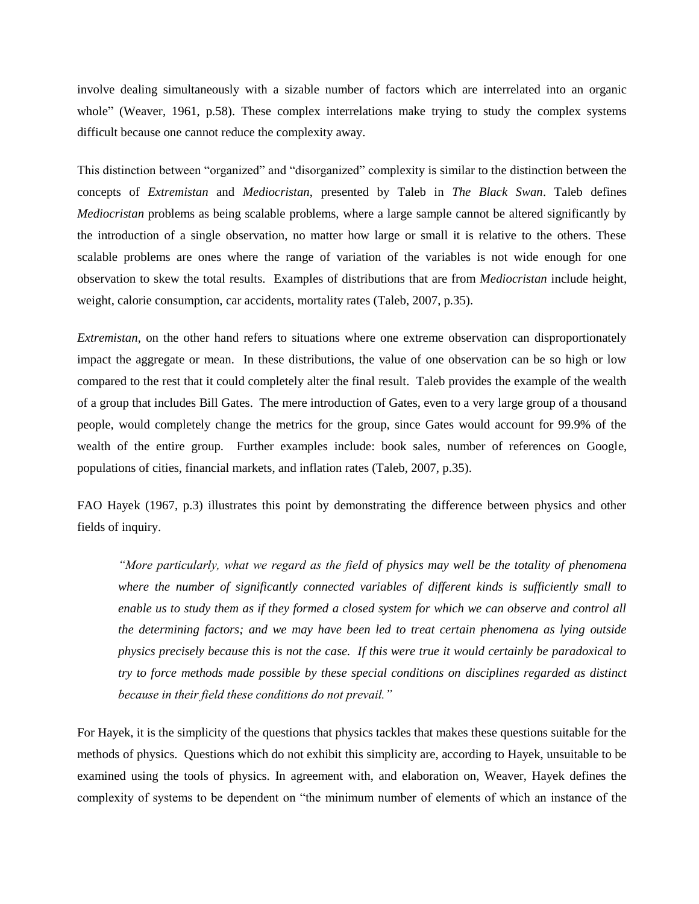involve dealing simultaneously with a sizable number of factors which are interrelated into an organic whole" (Weaver, 1961, p.58). These complex interrelations make trying to study the complex systems difficult because one cannot reduce the complexity away.

This distinction between "organized" and "disorganized" complexity is similar to the distinction between the concepts of *Extremistan* and *Mediocristan*, presented by Taleb in *The Black Swan*. Taleb defines *Mediocristan* problems as being scalable problems, where a large sample cannot be altered significantly by the introduction of a single observation, no matter how large or small it is relative to the others. These scalable problems are ones where the range of variation of the variables is not wide enough for one observation to skew the total results. Examples of distributions that are from *Mediocristan* include height, weight, calorie consumption, car accidents, mortality rates (Taleb, 2007, p.35).

*Extremistan*, on the other hand refers to situations where one extreme observation can disproportionately impact the aggregate or mean. In these distributions, the value of one observation can be so high or low compared to the rest that it could completely alter the final result. Taleb provides the example of the wealth of a group that includes Bill Gates. The mere introduction of Gates, even to a very large group of a thousand people, would completely change the metrics for the group, since Gates would account for 99.9% of the wealth of the entire group. Further examples include: book sales, number of references on Google, populations of cities, financial markets, and inflation rates (Taleb, 2007, p.35).

FAO Hayek (1967, p.3) illustrates this point by demonstrating the difference between physics and other fields of inquiry.

> *"More particularly, what we regard as the field of physics may well be the totality of phenomena where the number of significantly connected variables of different kinds is sufficiently small to enable us to study them as if they formed a closed system for which we can observe and control all the determining factors; and we may have been led to treat certain phenomena as lying outside physics precisely because this is not the case. If this were true it would certainly be paradoxical to try to force methods made possible by these special conditions on disciplines regarded as distinct because in their field these conditions do not prevail."*

For Hayek, it is the simplicity of the questions that physics tackles that makes these questions suitable for the methods of physics. Questions which do not exhibit this simplicity are, according to Hayek, unsuitable to be examined using the tools of physics. In agreement with, and elaboration on, Weaver, Hayek defines the complexity of systems to be dependent on "the minimum number of elements of which an instance of the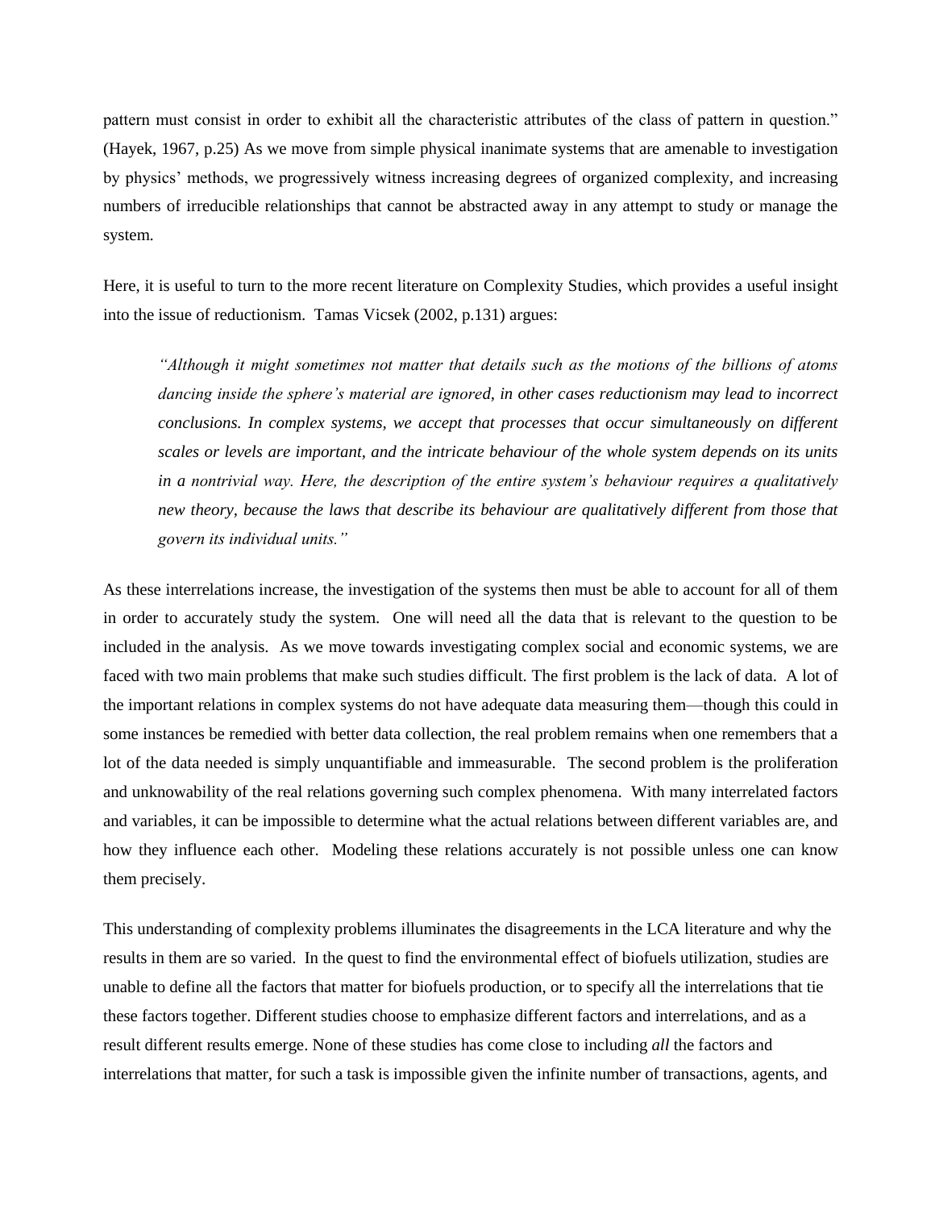pattern must consist in order to exhibit all the characteristic attributes of the class of pattern in question." (Hayek, 1967, p.25) As we move from simple physical inanimate systems that are amenable to investigation by physics' methods, we progressively witness increasing degrees of organized complexity, and increasing numbers of irreducible relationships that cannot be abstracted away in any attempt to study or manage the system.

Here, it is useful to turn to the more recent literature on Complexity Studies, which provides a useful insight into the issue of reductionism. Tamas Vicsek (2002, p.131) argues:

> *"Although it might sometimes not matter that details such as the motions of the billions of atoms dancing inside the sphere's material are ignored, in other cases reductionism may lead to incorrect conclusions. In complex systems, we accept that processes that occur simultaneously on different scales or levels are important, and the intricate behaviour of the whole system depends on its units in a nontrivial way. Here, the description of the entire system's behaviour requires a qualitatively new theory, because the laws that describe its behaviour are qualitatively different from those that govern its individual units."*

As these interrelations increase, the investigation of the systems then must be able to account for all of them in order to accurately study the system. One will need all the data that is relevant to the question to be included in the analysis. As we move towards investigating complex social and economic systems, we are faced with two main problems that make such studies difficult. The first problem is the lack of data. A lot of the important relations in complex systems do not have adequate data measuring them—though this could in some instances be remedied with better data collection, the real problem remains when one remembers that a lot of the data needed is simply unquantifiable and immeasurable. The second problem is the proliferation and unknowability of the real relations governing such complex phenomena. With many interrelated factors and variables, it can be impossible to determine what the actual relations between different variables are, and how they influence each other. Modeling these relations accurately is not possible unless one can know them precisely.

This understanding of complexity problems illuminates the disagreements in the LCA literature and why the results in them are so varied. In the quest to find the environmental effect of biofuels utilization, studies are unable to define all the factors that matter for biofuels production, or to specify all the interrelations that tie these factors together. Different studies choose to emphasize different factors and interrelations, and as a result different results emerge. None of these studies has come close to including *all* the factors and interrelations that matter, for such a task is impossible given the infinite number of transactions, agents, and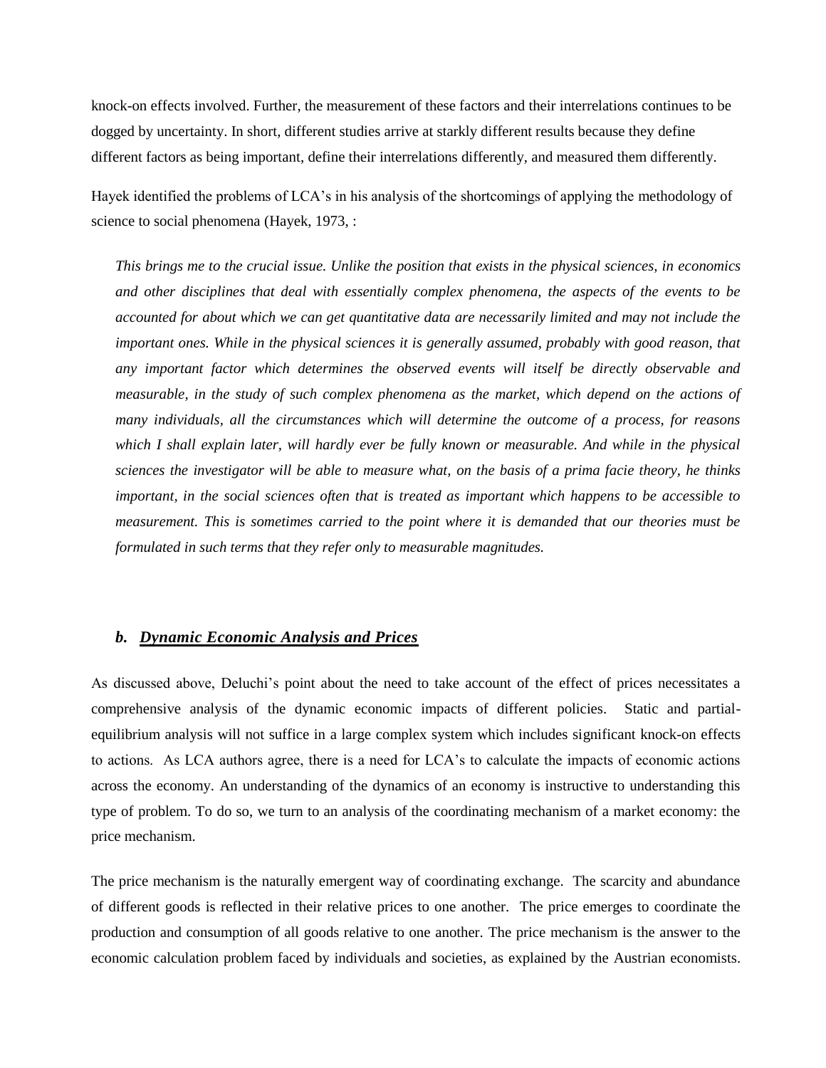knock-on effects involved. Further, the measurement of these factors and their interrelations continues to be dogged by uncertainty. In short, different studies arrive at starkly different results because they define different factors as being important, define their interrelations differently, and measured them differently.

Hayek identified the problems of LCA's in his analysis of the shortcomings of applying the methodology of science to social phenomena (Hayek, 1973, :

> *This brings me to the crucial issue. Unlike the position that exists in the physical sciences, in economics and other disciplines that deal with essentially complex phenomena, the aspects of the events to be accounted for about which we can get quantitative data are necessarily limited and may not include the important ones. While in the physical sciences it is generally assumed, probably with good reason, that any important factor which determines the observed events will itself be directly observable and measurable, in the study of such complex phenomena as the market, which depend on the actions of many individuals, all the circumstances which will determine the outcome of a process, for reasons which I shall explain later, will hardly ever be fully known or measurable. And while in the physical sciences the investigator will be able to measure what, on the basis of a prima facie theory, he thinks important, in the social sciences often that is treated as important which happens to be accessible to measurement. This is sometimes carried to the point where it is demanded that our theories must be formulated in such terms that they refer only to measurable magnitudes.*

### *b. Dynamic Economic Analysis and Prices*

As discussed above, Deluchi's point about the need to take account of the effect of prices necessitates a comprehensive analysis of the dynamic economic impacts of different policies. Static and partial-equilibrium analysis will not suffice in a large complex system which includes significant knock-on effects to actions. As LCA authors agree, there is a need for LCA's to calculate the impacts of economic actions across the economy. An understanding of the dynamics of an economy is instructive to understanding this type of problem. To do so, we turn to an analysis of the coordinating mechanism of a market economy: the price mechanism.

The price mechanism is the naturally emergent way of coordinating exchange. The scarcity and abundance of different goods is reflected in their relative prices to one another. The price emerges to coordinate the production and consumption of all goods relative to one another. The price mechanism is the answer to the economic calculation problem faced by individuals and societies, as explained by the Austrian economists.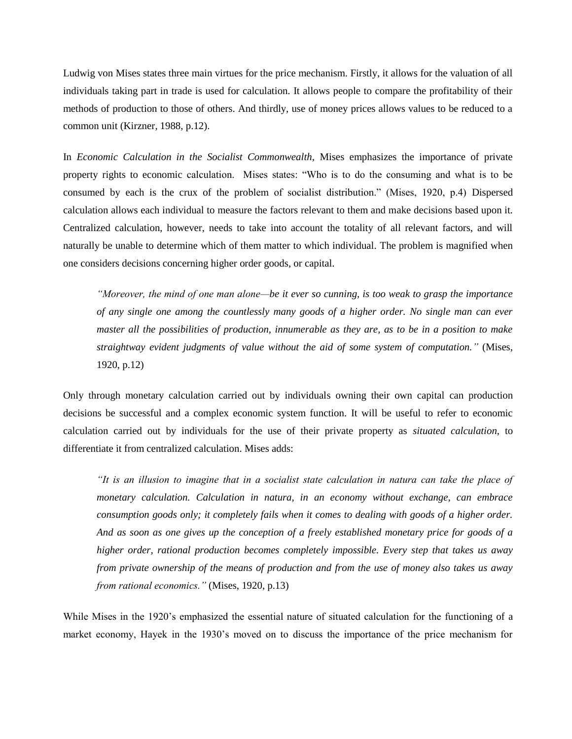Ludwig von Mises states three main virtues for the price mechanism. Firstly, it allows for the valuation of all individuals taking part in trade is used for calculation. It allows people to compare the profitability of their methods of production to those of others. And thirdly, use of money prices allows values to be reduced to a common unit (Kirzner, 1988, p.12).

In *Economic Calculation in the Socialist Commonwealth,* Mises emphasizes the importance of private property rights to economic calculation. Mises states: "Who is to do the consuming and what is to be consumed by each is the crux of the problem of socialist distribution." (Mises, 1920, p.4) Dispersed calculation allows each individual to measure the factors relevant to them and make decisions based upon it. Centralized calculation, however, needs to take into account the totality of all relevant factors, and will naturally be unable to determine which of them matter to which individual. The problem is magnified when one considers decisions concerning higher order goods, or capital.

> *"Moreover, the mind of one man alone—be it ever so cunning, is too weak to grasp the importance of any single one among the countlessly many goods of a higher order. No single man can ever master all the possibilities of production, innumerable as they are, as to be in a position to make straightway evident judgments of value without the aid of some system of computation."* (Mises, 1920, p.12)

Only through monetary calculation carried out by individuals owning their own capital can production decisions be successful and a complex economic system function. It will be useful to refer to economic calculation carried out by individuals for the use of their private property as *situated calculation*, to differentiate it from centralized calculation. Mises adds:

> *"It is an illusion to imagine that in a socialist state calculation in natura can take the place of monetary calculation. Calculation in natura, in an economy without exchange, can embrace consumption goods only; it completely fails when it comes to dealing with goods of a higher order. And as soon as one gives up the conception of a freely established monetary price for goods of a higher order, rational production becomes completely impossible. Every step that takes us away from private ownership of the means of production and from the use of money also takes us away from rational economics."* (Mises, 1920, p.13)

While Mises in the 1920's emphasized the essential nature of situated calculation for the functioning of a market economy, Hayek in the 1930's moved on to discuss the importance of the price mechanism for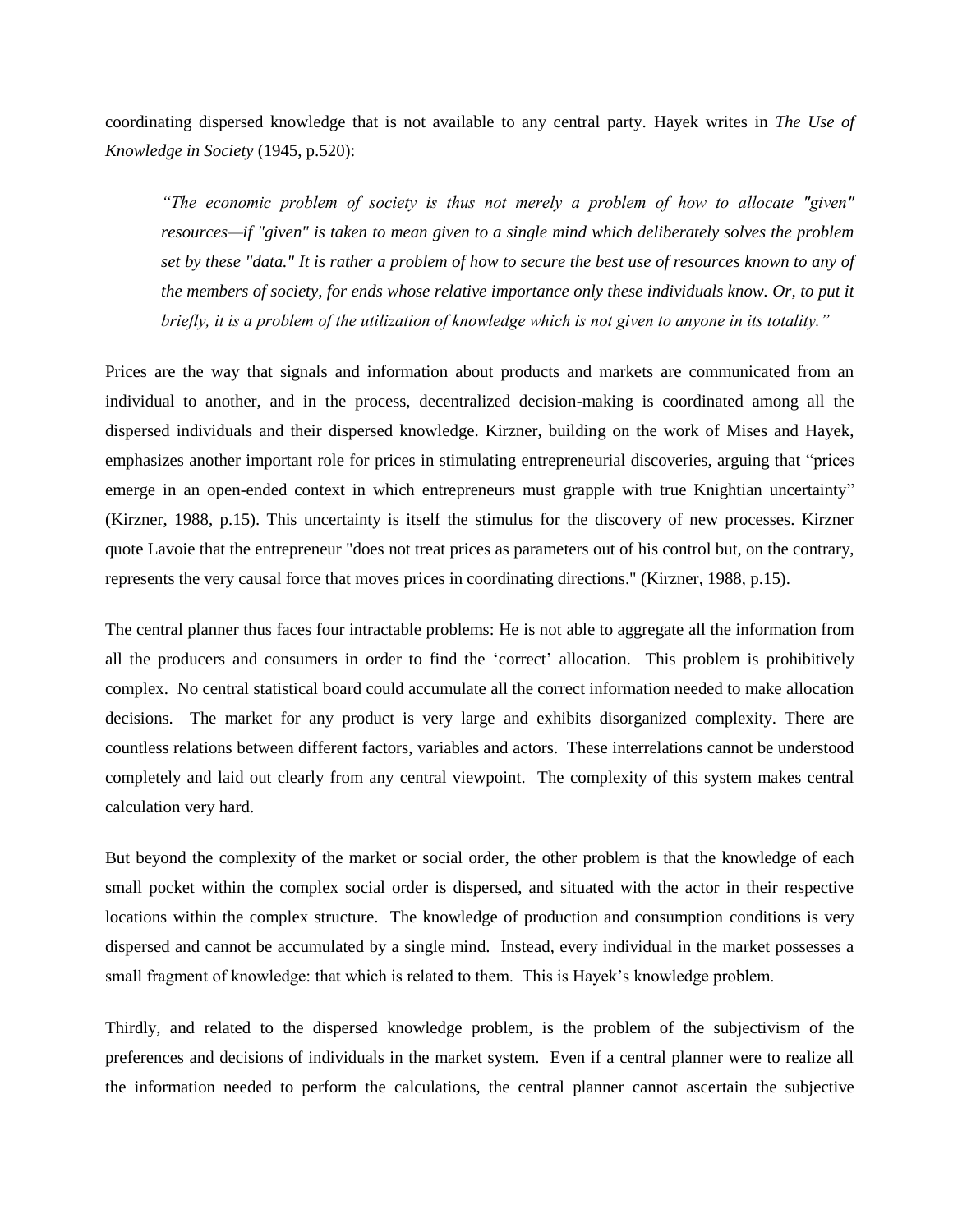coordinating dispersed knowledge that is not available to any central party. Hayek writes in *The Use of Knowledge in Society* (1945, p.520):

> *"The economic problem of society is thus not merely a problem of how to allocate "given" resources—if "given" is taken to mean given to a single mind which deliberately solves the problem set by these "data." It is rather a problem of how to secure the best use of resources known to any of the members of society, for ends whose relative importance only these individuals know. Or, to put it briefly, it is a problem of the utilization of knowledge which is not given to anyone in its totality."*

Prices are the way that signals and information about products and markets are communicated from an individual to another, and in the process, decentralized decision-making is coordinated among all the dispersed individuals and their dispersed knowledge. Kirzner, building on the work of Mises and Hayek, emphasizes another important role for prices in stimulating entrepreneurial discoveries, arguing that "prices emerge in an open-ended context in which entrepreneurs must grapple with true Knightian uncertainty" (Kirzner, 1988, p.15). This uncertainty is itself the stimulus for the discovery of new processes. Kirzner quote Lavoie that the entrepreneur "does not treat prices as parameters out of his control but, on the contrary, represents the very causal force that moves prices in coordinating directions." (Kirzner, 1988, p.15).

The central planner thus faces four intractable problems: He is not able to aggregate all the information from all the producers and consumers in order to find the 'correct' allocation. This problem is prohibitively complex. No central statistical board could accumulate all the correct information needed to make allocation decisions. The market for any product is very large and exhibits disorganized complexity. There are countless relations between different factors, variables and actors. These interrelations cannot be understood completely and laid out clearly from any central viewpoint. The complexity of this system makes central calculation very hard.

But beyond the complexity of the market or social order, the other problem is that the knowledge of each small pocket within the complex social order is dispersed, and situated with the actor in their respective locations within the complex structure. The knowledge of production and consumption conditions is very dispersed and cannot be accumulated by a single mind. Instead, every individual in the market possesses a small fragment of knowledge: that which is related to them. This is Hayek's knowledge problem.

Thirdly, and related to the dispersed knowledge problem, is the problem of the subjectivism of the preferences and decisions of individuals in the market system. Even if a central planner were to realize all the information needed to perform the calculations, the central planner cannot ascertain the subjective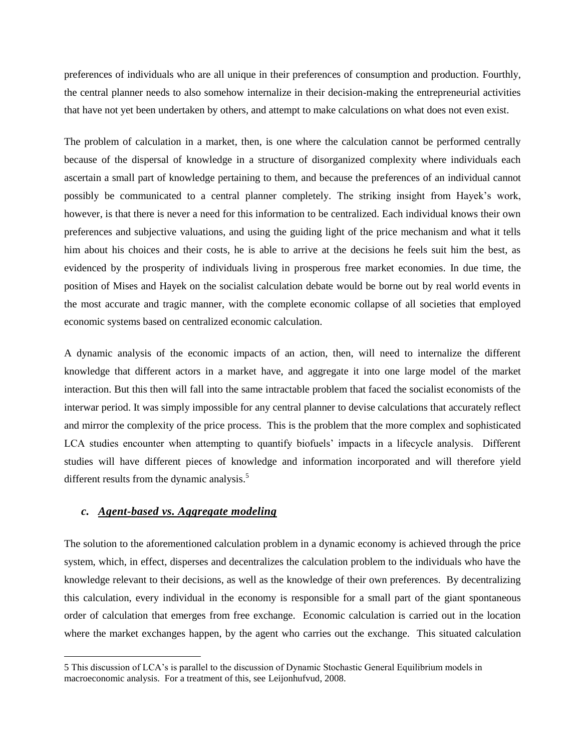preferences of individuals who are all unique in their preferences of consumption and production. Fourthly, the central planner needs to also somehow internalize in their decision-making the entrepreneurial activities that have not yet been undertaken by others, and attempt to make calculations on what does not even exist.

The problem of calculation in a market, then, is one where the calculation cannot be performed centrally because of the dispersal of knowledge in a structure of disorganized complexity where individuals each ascertain a small part of knowledge pertaining to them, and because the preferences of an individual cannot possibly be communicated to a central planner completely. The striking insight from Hayek's work, however, is that there is never a need for this information to be centralized. Each individual knows their own preferences and subjective valuations, and using the guiding light of the price mechanism and what it tells him about his choices and their costs, he is able to arrive at the decisions he feels suit him the best, as evidenced by the prosperity of individuals living in prosperous free market economies. In due time, the position of Mises and Hayek on the socialist calculation debate would be borne out by real world events in the most accurate and tragic manner, with the complete economic collapse of all societies that employed economic systems based on centralized economic calculation.

A dynamic analysis of the economic impacts of an action, then, will need to internalize the different knowledge that different actors in a market have, and aggregate it into one large model of the market interaction. But this then will fall into the same intractable problem that faced the socialist economists of the interwar period. It was simply impossible for any central planner to devise calculations that accurately reflect and mirror the complexity of the price process. This is the problem that the more complex and sophisticated LCA studies encounter when attempting to quantify biofuels' impacts in a lifecycle analysis. Different studies will have different pieces of knowledge and information incorporated and will therefore yield different results from the dynamic analysis.[5]

### *c. Agent-based vs. Aggregate modeling*

The solution to the aforementioned calculation problem in a dynamic economy is achieved through the price system, which, in effect, disperses and decentralizes the calculation problem to the individuals who have the knowledge relevant to their decisions, as well as the knowledge of their own preferences. By decentralizing this calculation, every individual in the economy is responsible for a small part of the giant spontaneous order of calculation that emerges from free exchange. Economic calculation is carried out in the location where the market exchanges happen, by the agent who carries out the exchange. This situated calculation

5 This discussion of LCA's is parallel to the discussion of Dynamic Stochastic General Equilibrium models in macroeconomic analysis. For a treatment of this, see Leijonhufvud, 2008.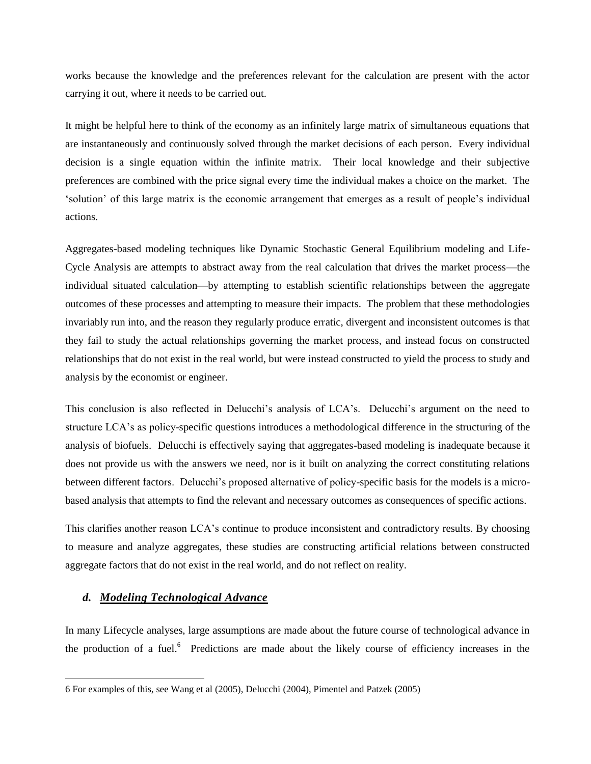works because the knowledge and the preferences relevant for the calculation are present with the actor carrying it out, where it needs to be carried out.

It might be helpful here to think of the economy as an infinitely large matrix of simultaneous equations that are instantaneously and continuously solved through the market decisions of each person. Every individual decision is a single equation within the infinite matrix. Their local knowledge and their subjective preferences are combined with the price signal every time the individual makes a choice on the market. The 'solution' of this large matrix is the economic arrangement that emerges as a result of people's individual actions.

Aggregates-based modeling techniques like Dynamic Stochastic General Equilibrium modeling and Life-Cycle Analysis are attempts to abstract away from the real calculation that drives the market process—the individual situated calculation—by attempting to establish scientific relationships between the aggregate outcomes of these processes and attempting to measure their impacts. The problem that these methodologies invariably run into, and the reason they regularly produce erratic, divergent and inconsistent outcomes is that they fail to study the actual relationships governing the market process, and instead focus on constructed relationships that do not exist in the real world, but were instead constructed to yield the process to study and analysis by the economist or engineer.

This conclusion is also reflected in Delucchi's analysis of LCA's. Delucchi's argument on the need to structure LCA's as policy-specific questions introduces a methodological difference in the structuring of the analysis of biofuels. Delucchi is effectively saying that aggregates-based modeling is inadequate because it does not provide us with the answers we need, nor is it built on analyzing the correct constituting relations between different factors. Delucchi's proposed alternative of policy-specific basis for the models is a micro-based analysis that attempts to find the relevant and necessary outcomes as consequences of specific actions.

This clarifies another reason LCA's continue to produce inconsistent and contradictory results. By choosing to measure and analyze aggregates, these studies are constructing artificial relations between constructed aggregate factors that do not exist in the real world, and do not reflect on reality.

### *d. Modeling Technological Advance*

In many Lifecycle analyses, large assumptions are made about the future course of technological advance in the production of a fuel.[6] Predictions are made about the likely course of efficiency increases in the

6 For examples of this, see Wang et al (2005), Delucchi (2004), Pimentel and Patzek (2005)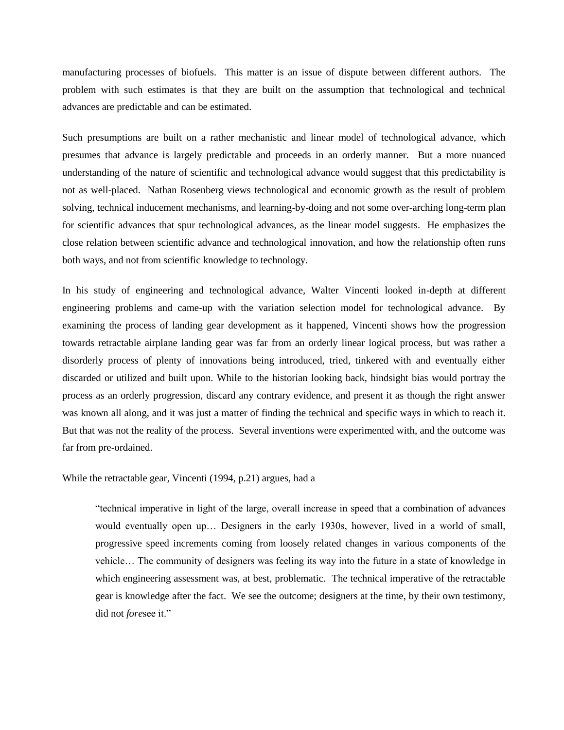manufacturing processes of biofuels. This matter is an issue of dispute between different authors. The problem with such estimates is that they are built on the assumption that technological and technical advances are predictable and can be estimated.

Such presumptions are built on a rather mechanistic and linear model of technological advance, which presumes that advance is largely predictable and proceeds in an orderly manner. But a more nuanced understanding of the nature of scientific and technological advance would suggest that this predictability is not as well-placed. Nathan Rosenberg views technological and economic growth as the result of problem solving, technical inducement mechanisms, and learning-by-doing and not some over-arching long-term plan for scientific advances that spur technological advances, as the linear model suggests. He emphasizes the close relation between scientific advance and technological innovation, and how the relationship often runs both ways, and not from scientific knowledge to technology.

In his study of engineering and technological advance, Walter Vincenti looked in-depth at different engineering problems and came-up with the variation selection model for technological advance. By examining the process of landing gear development as it happened, Vincenti shows how the progression towards retractable airplane landing gear was far from an orderly linear logical process, but was rather a disorderly process of plenty of innovations being introduced, tried, tinkered with and eventually either discarded or utilized and built upon. While to the historian looking back, hindsight bias would portray the process as an orderly progression, discard any contrary evidence, and present it as though the right answer was known all along, and it was just a matter of finding the technical and specific ways in which to reach it. But that was not the reality of the process. Several inventions were experimented with, and the outcome was far from pre-ordained.

While the retractable gear, Vincenti (1994, p.21) argues, had a

> "technical imperative in light of the large, overall increase in speed that a combination of advances would eventually open up… Designers in the early 1930s, however, lived in a world of small, progressive speed increments coming from loosely related changes in various components of the vehicle… The community of designers was feeling its way into the future in a state of knowledge in which engineering assessment was, at best, problematic. The technical imperative of the retractable gear is knowledge after the fact. We see the outcome; designers at the time, by their own testimony, did not *fore*see it."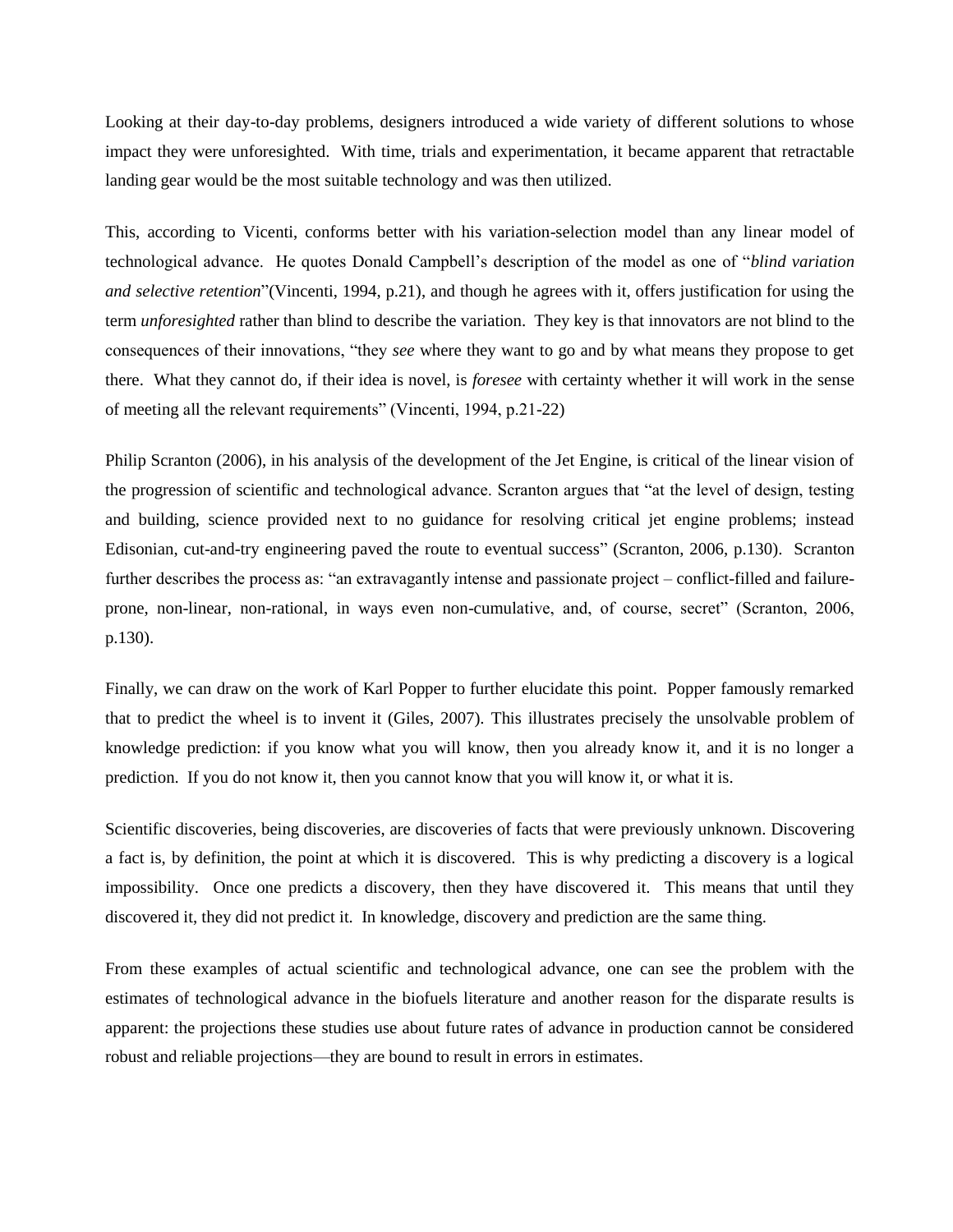Looking at their day-to-day problems, designers introduced a wide variety of different solutions to whose impact they were unforesighted. With time, trials and experimentation, it became apparent that retractable landing gear would be the most suitable technology and was then utilized.

This, according to Vicenti, conforms better with his variation-selection model than any linear model of technological advance. He quotes Donald Campbell's description of the model as one of "*blind variation and selective retention*"(Vincenti, 1994, p.21), and though he agrees with it, offers justification for using the term *unforesighted* rather than blind to describe the variation. They key is that innovators are not blind to the consequences of their innovations, "they *see* where they want to go and by what means they propose to get there. What they cannot do, if their idea is novel, is *foresee* with certainty whether it will work in the sense of meeting all the relevant requirements" (Vincenti, 1994, p.21-22)

Philip Scranton (2006), in his analysis of the development of the Jet Engine, is critical of the linear vision of the progression of scientific and technological advance. Scranton argues that "at the level of design, testing and building, science provided next to no guidance for resolving critical jet engine problems; instead Edisonian, cut-and-try engineering paved the route to eventual success" (Scranton, 2006, p.130). Scranton further describes the process as: "an extravagantly intense and passionate project – conflict-filled and failure-prone, non-linear, non-rational, in ways even non-cumulative, and, of course, secret" (Scranton, 2006, p.130).

Finally, we can draw on the work of Karl Popper to further elucidate this point. Popper famously remarked that to predict the wheel is to invent it (Giles, 2007). This illustrates precisely the unsolvable problem of knowledge prediction: if you know what you will know, then you already know it, and it is no longer a prediction. If you do not know it, then you cannot know that you will know it, or what it is.

Scientific discoveries, being discoveries, are discoveries of facts that were previously unknown. Discovering a fact is, by definition, the point at which it is discovered. This is why predicting a discovery is a logical impossibility. Once one predicts a discovery, then they have discovered it. This means that until they discovered it, they did not predict it. In knowledge, discovery and prediction are the same thing.

From these examples of actual scientific and technological advance, one can see the problem with the estimates of technological advance in the biofuels literature and another reason for the disparate results is apparent: the projections these studies use about future rates of advance in production cannot be considered robust and reliable projections—they are bound to result in errors in estimates.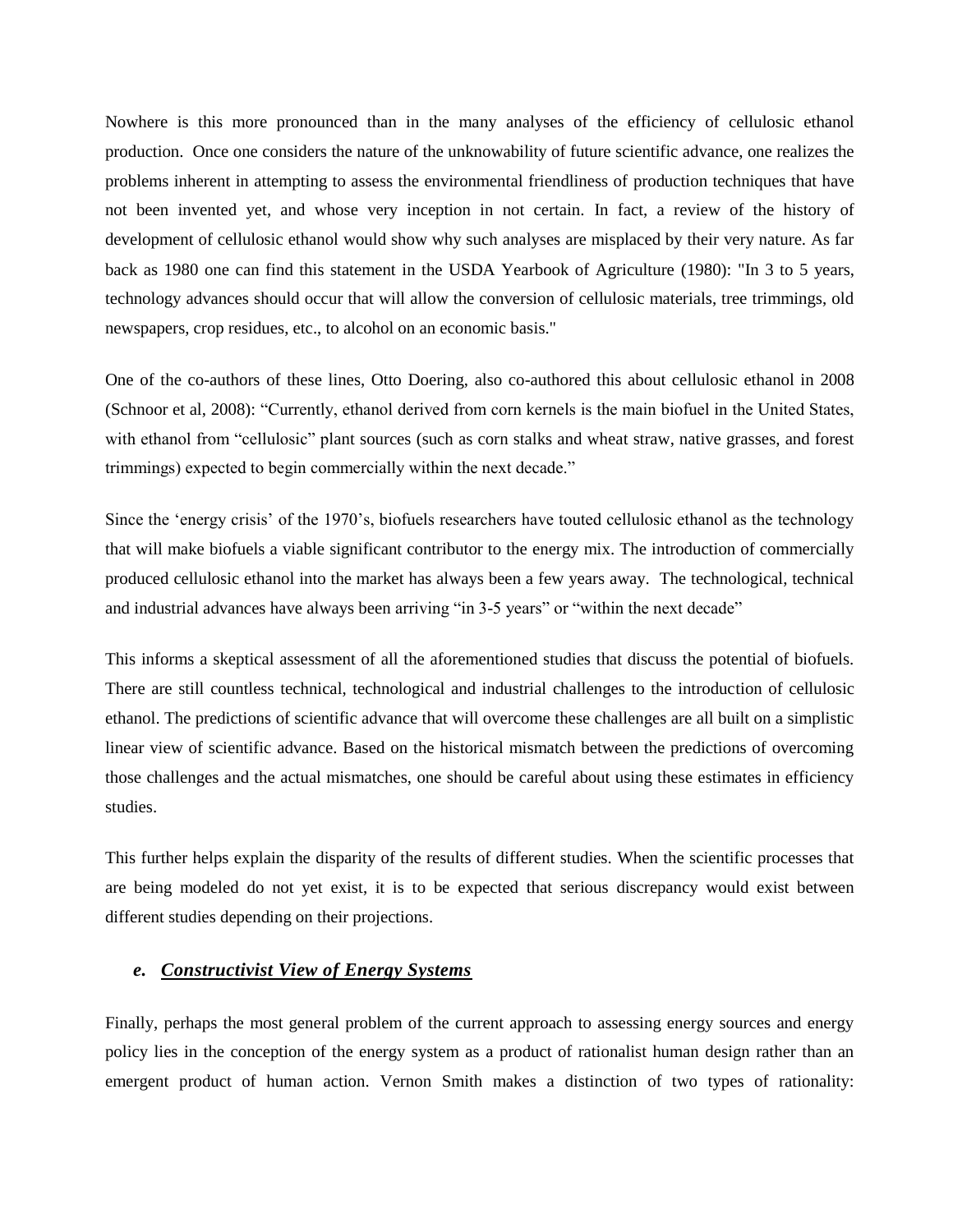Nowhere is this more pronounced than in the many analyses of the efficiency of cellulosic ethanol production. Once one considers the nature of the unknowability of future scientific advance, one realizes the problems inherent in attempting to assess the environmental friendliness of production techniques that have not been invented yet, and whose very inception in not certain. In fact, a review of the history of development of cellulosic ethanol would show why such analyses are misplaced by their very nature. As far back as 1980 one can find this statement in the USDA Yearbook of Agriculture (1980): "In 3 to 5 years, technology advances should occur that will allow the conversion of cellulosic materials, tree trimmings, old newspapers, crop residues, etc., to alcohol on an economic basis."

One of the co-authors of these lines, Otto Doering, also co-authored this about cellulosic ethanol in 2008 (Schnoor et al, 2008): "Currently, ethanol derived from corn kernels is the main biofuel in the United States, with ethanol from "cellulosic" plant sources (such as corn stalks and wheat straw, native grasses, and forest trimmings) expected to begin commercially within the next decade."

Since the 'energy crisis' of the 1970's, biofuels researchers have touted cellulosic ethanol as the technology that will make biofuels a viable significant contributor to the energy mix. The introduction of commercially produced cellulosic ethanol into the market has always been a few years away. The technological, technical and industrial advances have always been arriving "in 3-5 years" or "within the next decade"

This informs a skeptical assessment of all the aforementioned studies that discuss the potential of biofuels. There are still countless technical, technological and industrial challenges to the introduction of cellulosic ethanol. The predictions of scientific advance that will overcome these challenges are all built on a simplistic linear view of scientific advance. Based on the historical mismatch between the predictions of overcoming those challenges and the actual mismatches, one should be careful about using these estimates in efficiency studies.

This further helps explain the disparity of the results of different studies. When the scientific processes that are being modeled do not yet exist, it is to be expected that serious discrepancy would exist between different studies depending on their projections.

### *e. Constructivist View of Energy Systems*

Finally, perhaps the most general problem of the current approach to assessing energy sources and energy policy lies in the conception of the energy system as a product of rationalist human design rather than an emergent product of human action. Vernon Smith makes a distinction of two types of rationality: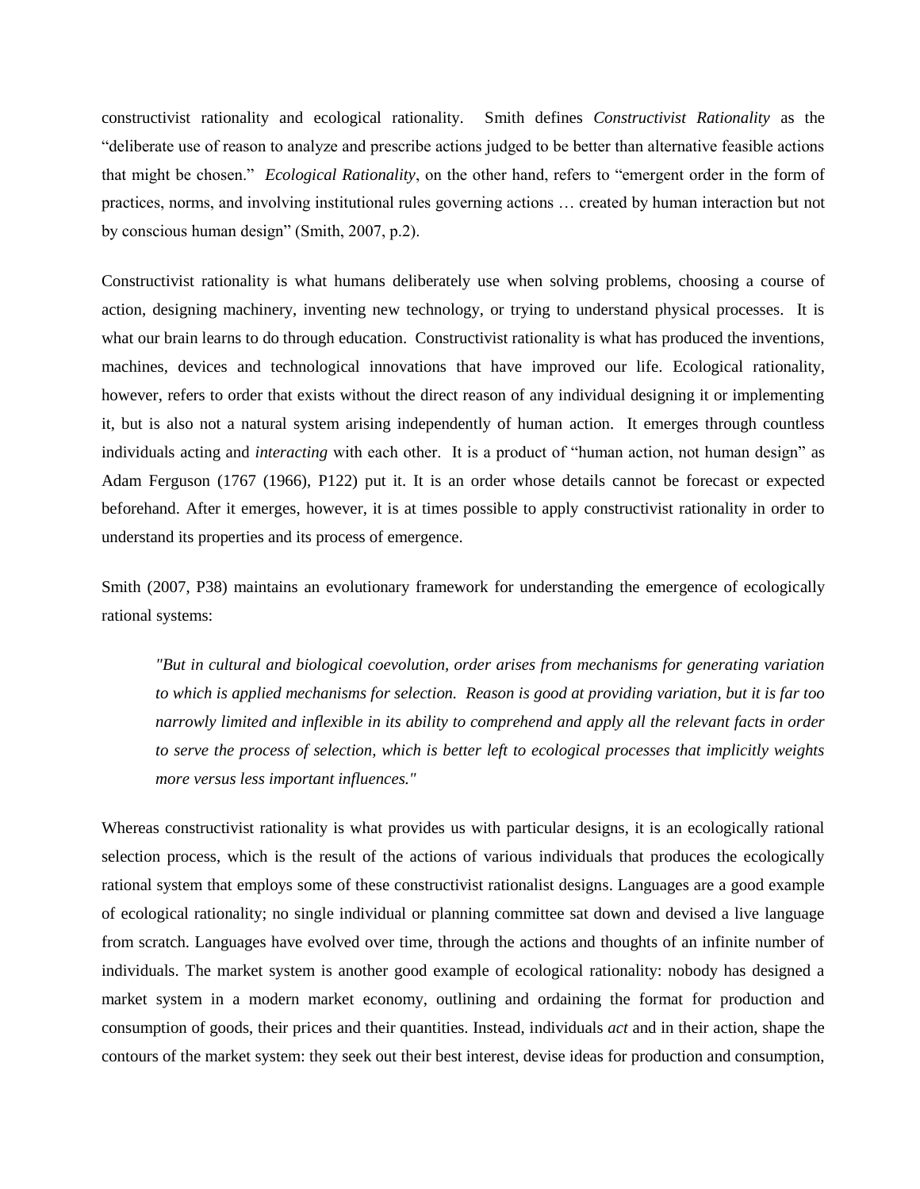constructivist rationality and ecological rationality. Smith defines *Constructivist Rationality* as the "deliberate use of reason to analyze and prescribe actions judged to be better than alternative feasible actions that might be chosen." *Ecological Rationality*, on the other hand, refers to "emergent order in the form of practices, norms, and involving institutional rules governing actions … created by human interaction but not by conscious human design" (Smith, 2007, p.2).

Constructivist rationality is what humans deliberately use when solving problems, choosing a course of action, designing machinery, inventing new technology, or trying to understand physical processes. It is what our brain learns to do through education. Constructivist rationality is what has produced the inventions, machines, devices and technological innovations that have improved our life. Ecological rationality, however, refers to order that exists without the direct reason of any individual designing it or implementing it, but is also not a natural system arising independently of human action. It emerges through countless individuals acting and *interacting* with each other. It is a product of "human action, not human design" as Adam Ferguson (1767 (1966), P122) put it. It is an order whose details cannot be forecast or expected beforehand. After it emerges, however, it is at times possible to apply constructivist rationality in order to understand its properties and its process of emergence.

Smith (2007, P38) maintains an evolutionary framework for understanding the emergence of ecologically rational systems:

> *"But in cultural and biological coevolution, order arises from mechanisms for generating variation to which is applied mechanisms for selection. Reason is good at providing variation, but it is far too narrowly limited and inflexible in its ability to comprehend and apply all the relevant facts in order to serve the process of selection, which is better left to ecological processes that implicitly weights more versus less important influences."*

Whereas constructivist rationality is what provides us with particular designs, it is an ecologically rational selection process, which is the result of the actions of various individuals that produces the ecologically rational system that employs some of these constructivist rationalist designs. Languages are a good example of ecological rationality; no single individual or planning committee sat down and devised a live language from scratch. Languages have evolved over time, through the actions and thoughts of an infinite number of individuals. The market system is another good example of ecological rationality: nobody has designed a market system in a modern market economy, outlining and ordaining the format for production and consumption of goods, their prices and their quantities. Instead, individuals *act* and in their action, shape the contours of the market system: they seek out their best interest, devise ideas for production and consumption,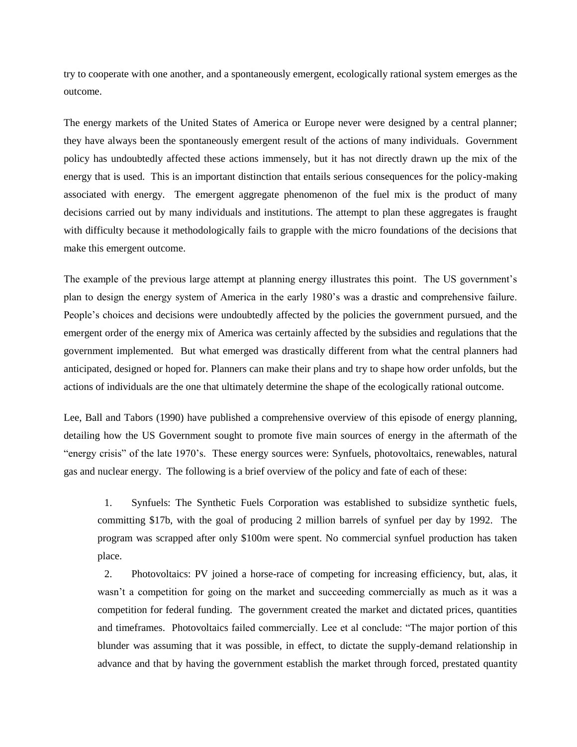try to cooperate with one another, and a spontaneously emergent, ecologically rational system emerges as the outcome.

The energy markets of the United States of America or Europe never were designed by a central planner; they have always been the spontaneously emergent result of the actions of many individuals. Government policy has undoubtedly affected these actions immensely, but it has not directly drawn up the mix of the energy that is used. This is an important distinction that entails serious consequences for the policy-making associated with energy. The emergent aggregate phenomenon of the fuel mix is the product of many decisions carried out by many individuals and institutions. The attempt to plan these aggregates is fraught with difficulty because it methodologically fails to grapple with the micro foundations of the decisions that make this emergent outcome.

The example of the previous large attempt at planning energy illustrates this point. The US government's plan to design the energy system of America in the early 1980's was a drastic and comprehensive failure. People's choices and decisions were undoubtedly affected by the policies the government pursued, and the emergent order of the energy mix of America was certainly affected by the subsidies and regulations that the government implemented. But what emerged was drastically different from what the central planners had anticipated, designed or hoped for. Planners can make their plans and try to shape how order unfolds, but the actions of individuals are the one that ultimately determine the shape of the ecologically rational outcome.

Lee, Ball and Tabors (1990) have published a comprehensive overview of this episode of energy planning, detailing how the US Government sought to promote five main sources of energy in the aftermath of the "energy crisis" of the late 1970's. These energy sources were: Synfuels, photovoltaics, renewables, natural gas and nuclear energy. The following is a brief overview of the policy and fate of each of these:

1. Synfuels: The Synthetic Fuels Corporation was established to subsidize synthetic fuels, committing \$17b, with the goal of producing 2 million barrels of synfuel per day by 1992. The program was scrapped after only \$100m were spent. No commercial synfuel production has taken place.
2. Photovoltaics: PV joined a horse-race of competing for increasing efficiency, but, alas, it wasn't a competition for going on the market and succeeding commercially as much as it was a competition for federal funding. The government created the market and dictated prices, quantities and timeframes. Photovoltaics failed commercially. Lee et al conclude: "The major portion of this blunder was assuming that it was possible, in effect, to dictate the supply-demand relationship in advance and that by having the government establish the market through forced, prestated quantity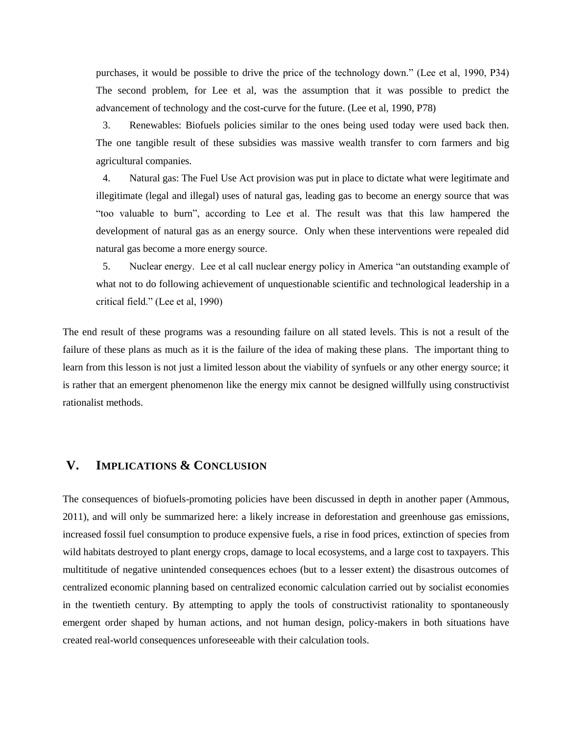purchases, it would be possible to drive the price of the technology down." (Lee et al, 1990, P34) The second problem, for Lee et al, was the assumption that it was possible to predict the advancement of technology and the cost-curve for the future. (Lee et al, 1990, P78)

3. Renewables: Biofuels policies similar to the ones being used today were used back then. The one tangible result of these subsidies was massive wealth transfer to corn farmers and big agricultural companies.

4. Natural gas: The Fuel Use Act provision was put in place to dictate what were legitimate and illegitimate (legal and illegal) uses of natural gas, leading gas to become an energy source that was "too valuable to burn", according to Lee et al. The result was that this law hampered the development of natural gas as an energy source. Only when these interventions were repealed did natural gas become a more energy source.

5. Nuclear energy. Lee et al call nuclear energy policy in America "an outstanding example of what not to do following achievement of unquestionable scientific and technological leadership in a critical field." (Lee et al, 1990)

The end result of these programs was a resounding failure on all stated levels. This is not a result of the failure of these plans as much as it is the failure of the idea of making these plans. The important thing to learn from this lesson is not just a limited lesson about the viability of synfuels or any other energy source; it is rather that an emergent phenomenon like the energy mix cannot be designed willfully using constructivist rationalist methods.

## V. Implications & Conclusion

The consequences of biofuels-promoting policies have been discussed in depth in another paper (Ammous, 2011), and will only be summarized here: a likely increase in deforestation and greenhouse gas emissions, increased fossil fuel consumption to produce expensive fuels, a rise in food prices, extinction of species from wild habitats destroyed to plant energy crops, damage to local ecosystems, and a large cost to taxpayers. This multititude of negative unintended consequences echoes (but to a lesser extent) the disastrous outcomes of centralized economic planning based on centralized economic calculation carried out by socialist economies in the twentieth century. By attempting to apply the tools of constructivist rationality to spontaneously emergent order shaped by human actions, and not human design, policy-makers in both situations have created real-world consequences unforeseeable with their calculation tools.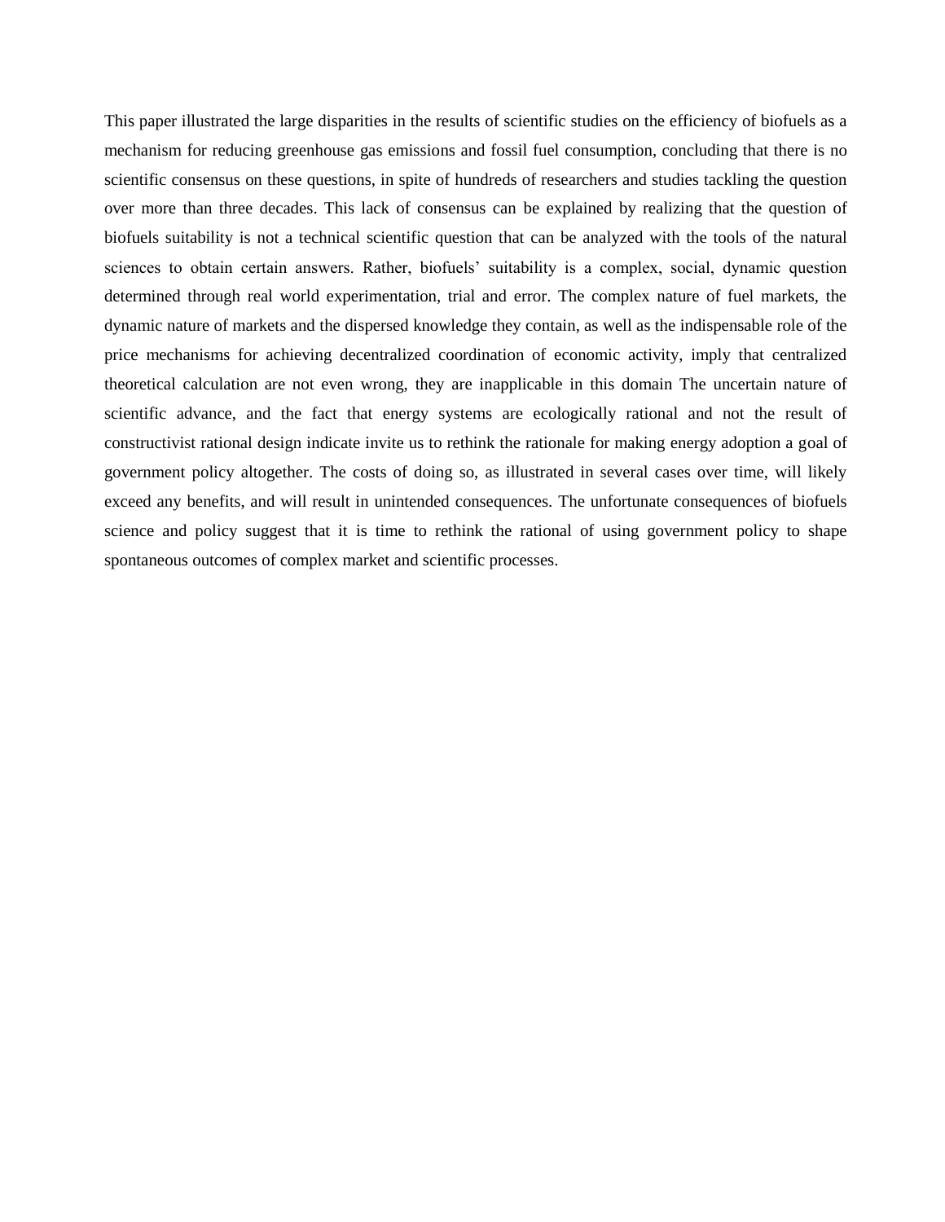This paper illustrated the large disparities in the results of scientific studies on the efficiency of biofuels as a mechanism for reducing greenhouse gas emissions and fossil fuel consumption, concluding that there is no scientific consensus on these questions, in spite of hundreds of researchers and studies tackling the question over more than three decades. This lack of consensus can be explained by realizing that the question of biofuels suitability is not a technical scientific question that can be analyzed with the tools of the natural sciences to obtain certain answers. Rather, biofuels' suitability is a complex, social, dynamic question determined through real world experimentation, trial and error. The complex nature of fuel markets, the dynamic nature of markets and the dispersed knowledge they contain, as well as the indispensable role of the price mechanisms for achieving decentralized coordination of economic activity, imply that centralized theoretical calculation are not even wrong, they are inapplicable in this domain The uncertain nature of scientific advance, and the fact that energy systems are ecologically rational and not the result of constructivist rational design indicate invite us to rethink the rationale for making energy adoption a goal of government policy altogether. The costs of doing so, as illustrated in several cases over time, will likely exceed any benefits, and will result in unintended consequences. The unfortunate consequences of biofuels science and policy suggest that it is time to rethink the rational of using government policy to shape spontaneous outcomes of complex market and scientific processes.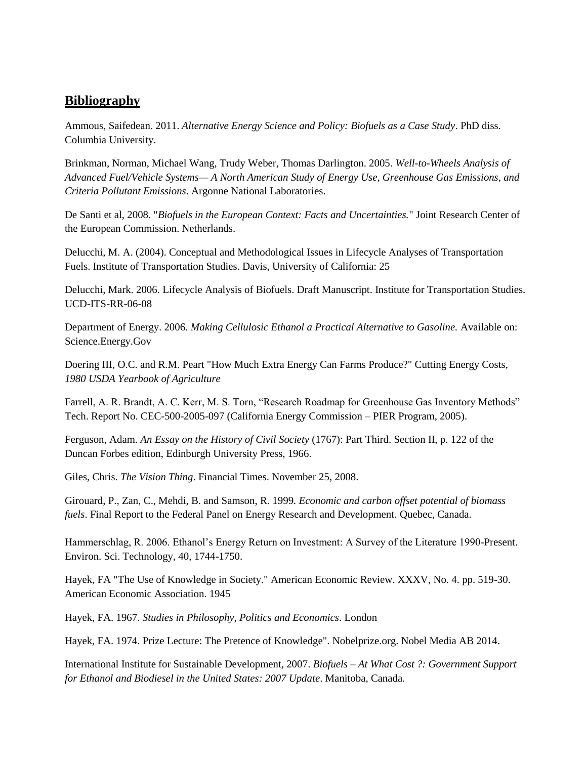## **Bibliography**

Ammous, Saifedean. 2011. *Alternative Energy Science and Policy: Biofuels as a Case Study*. PhD diss. Columbia University.

Brinkman, Norman, Michael Wang, Trudy Weber, Thomas Darlington. 2005. *Well-to-Wheels Analysis of Advanced Fuel/Vehicle Systems— A North American Study of Energy Use, Greenhouse Gas Emissions, and Criteria Pollutant Emissions*. Argonne National Laboratories.

De Santi et al, 2008. "*Biofuels in the European Context: Facts and Uncertainties.*" Joint Research Center of the European Commission. Netherlands.

Delucchi, M. A. (2004). Conceptual and Methodological Issues in Lifecycle Analyses of Transportation Fuels. Institute of Transportation Studies. Davis, University of California: 25

Delucchi, Mark. 2006. Lifecycle Analysis of Biofuels. Draft Manuscript. Institute for Transportation Studies. UCD-ITS-RR-06-08

Department of Energy. 2006. *Making Cellulosic Ethanol a Practical Alternative to Gasoline.* Available on: Science.Energy.Gov

Doering III, O.C. and R.M. Peart "How Much Extra Energy Can Farms Produce?" Cutting Energy Costs, *1980 USDA Yearbook of Agriculture*

Farrell, A. R. Brandt, A. C. Kerr, M. S. Torn, "Research Roadmap for Greenhouse Gas Inventory Methods" Tech. Report No. CEC-500-2005-097 (California Energy Commission – PIER Program, 2005).

Ferguson, Adam. *An Essay on the History of Civil Society* (1767): Part Third. Section II, p. 122 of the Duncan Forbes edition, Edinburgh University Press, 1966.

Giles, Chris. *The Vision Thing*. Financial Times. November 25, 2008.

Girouard, P., Zan, C., Mehdi, B. and Samson, R. 1999. *Economic and carbon offset potential of biomass fuels*. Final Report to the Federal Panel on Energy Research and Development. Quebec, Canada.

Hammerschlag, R. 2006. Ethanol's Energy Return on Investment: A Survey of the Literature 1990-Present. Environ. Sci. Technology, 40, 1744-1750.

Hayek, FA "The Use of Knowledge in Society." American Economic Review. XXXV, No. 4. pp. 519-30. American Economic Association. 1945

Hayek, FA. 1967. *Studies in Philosophy, Politics and Economics*. London

Hayek, FA. 1974. Prize Lecture: The Pretence of Knowledge". Nobelprize.org. Nobel Media AB 2014.

International Institute for Sustainable Development, 2007. *Biofuels – At What Cost ?: Government Support for Ethanol and Biodiesel in the United States: 2007 Update*. Manitoba, Canada.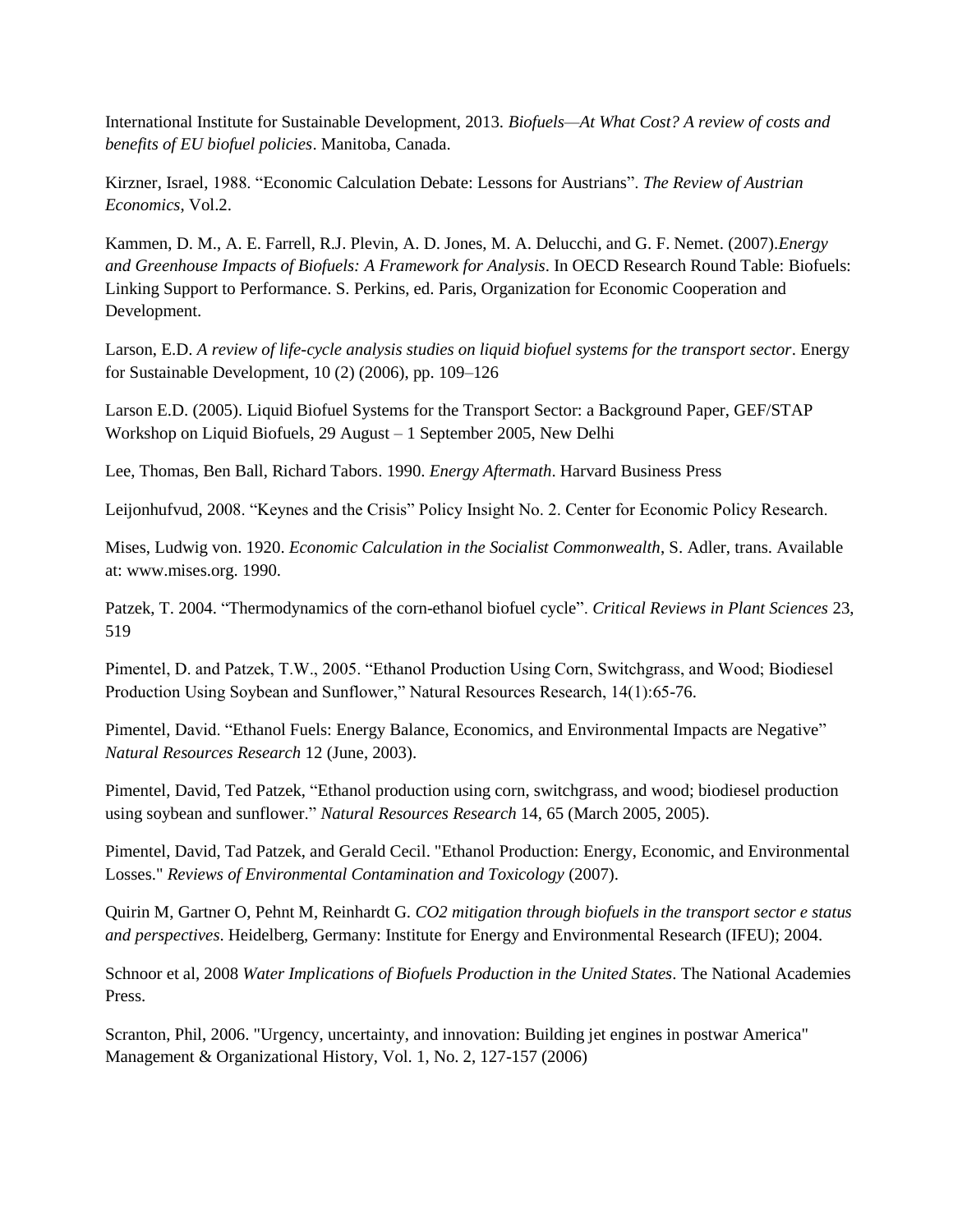International Institute for Sustainable Development, 2013. *Biofuels—At What Cost? A review of costs and benefits of EU biofuel policies*. Manitoba, Canada.

Kirzner, Israel, 1988. “Economic Calculation Debate: Lessons for Austrians”. *The Review of Austrian Economics*, Vol.2.

Kammen, D. M., A. E. Farrell, R.J. Plevin, A. D. Jones, M. A. Delucchi, and G. F. Nemet. (2007).*Energy and Greenhouse Impacts of Biofuels: A Framework for Analysis*. In OECD Research Round Table: Biofuels: Linking Support to Performance. S. Perkins, ed. Paris, Organization for Economic Cooperation and Development.

Larson, E.D. *A review of life-cycle analysis studies on liquid biofuel systems for the transport sector*. Energy for Sustainable Development, 10 (2) (2006), pp. 109–126

Larson E.D. (2005). Liquid Biofuel Systems for the Transport Sector: a Background Paper, GEF/STAP Workshop on Liquid Biofuels, 29 August – 1 September 2005, New Delhi

Lee, Thomas, Ben Ball, Richard Tabors. 1990. *Energy Aftermath*. Harvard Business Press

Leijonhufvud, 2008. “Keynes and the Crisis” Policy Insight No. 2. Center for Economic Policy Research.

Mises, Ludwig von. 1920. *Economic Calculation in the Socialist Commonwealth*, S. Adler, trans. Available at: www.mises.org. 1990.

Patzek, T. 2004. “Thermodynamics of the corn-ethanol biofuel cycle”. *Critical Reviews in Plant Sciences* 23, 519

Pimentel, D. and Patzek, T.W., 2005. “Ethanol Production Using Corn, Switchgrass, and Wood; Biodiesel Production Using Soybean and Sunflower,” Natural Resources Research, 14(1):65-76.

Pimentel, David. “Ethanol Fuels: Energy Balance, Economics, and Environmental Impacts are Negative” *Natural Resources Research* 12 (June, 2003).

Pimentel, David, Ted Patzek, “Ethanol production using corn, switchgrass, and wood; biodiesel production using soybean and sunflower.” *Natural Resources Research* 14, 65 (March 2005, 2005).

Pimentel, David, Tad Patzek, and Gerald Cecil. "Ethanol Production: Energy, Economic, and Environmental Losses." *Reviews of Environmental Contamination and Toxicology* (2007).

Quirin M, Gartner O, Pehnt M, Reinhardt G. *CO2 mitigation through biofuels in the transport sector e status and perspectives*. Heidelberg, Germany: Institute for Energy and Environmental Research (IFEU); 2004.

Schnoor et al, 2008 *Water Implications of Biofuels Production in the United States*. The National Academies Press.

Scranton, Phil, 2006. "Urgency, uncertainty, and innovation: Building jet engines in postwar America" Management & Organizational History, Vol. 1, No. 2, 127-157 (2006)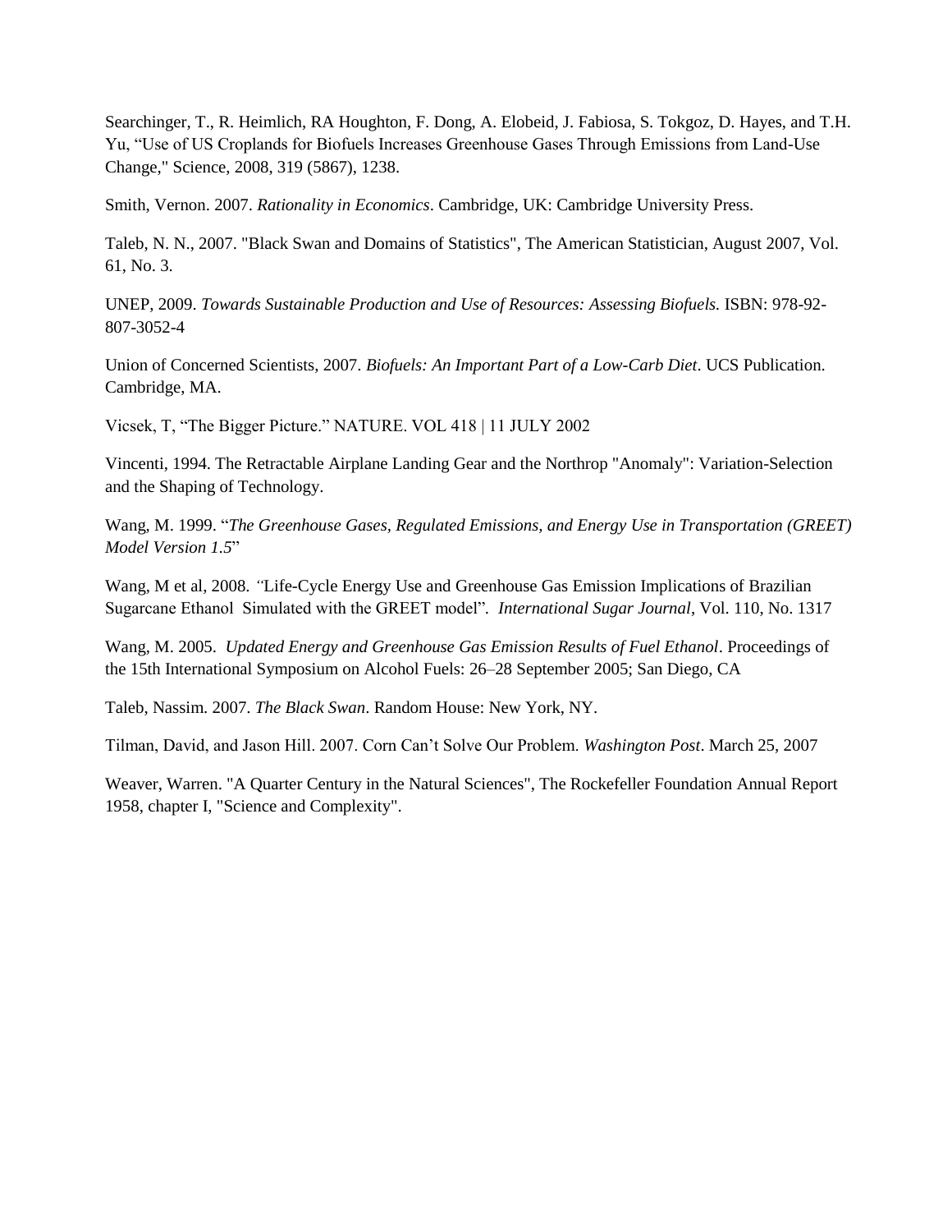Searchinger, T., R. Heimlich, RA Houghton, F. Dong, A. Elobeid, J. Fabiosa, S. Tokgoz, D. Hayes, and T.H. Yu, "Use of US Croplands for Biofuels Increases Greenhouse Gases Through Emissions from Land-Use Change," Science, 2008, 319 (5867), 1238.

Smith, Vernon. 2007. *Rationality in Economics*. Cambridge, UK: Cambridge University Press.

Taleb, N. N., 2007. "Black Swan and Domains of Statistics", The American Statistician, August 2007, Vol. 61, No. 3.

UNEP, 2009. *Towards Sustainable Production and Use of Resources: Assessing Biofuels.* ISBN: 978-92-807-3052-4

Union of Concerned Scientists, 2007. *Biofuels: An Important Part of a Low-Carb Diet*. UCS Publication. Cambridge, MA.

Vicsek, T, "The Bigger Picture." NATURE. VOL 418 | 11 JULY 2002

Vincenti, 1994. The Retractable Airplane Landing Gear and the Northrop "Anomaly": Variation-Selection and the Shaping of Technology.

Wang, M. 1999. "*The Greenhouse Gases, Regulated Emissions, and Energy Use in Transportation (GREET) Model Version 1.5*"

Wang, M et al, 2008. *"*Life-Cycle Energy Use and Greenhouse Gas Emission Implications of Brazilian Sugarcane Ethanol Simulated with the GREET model". *International Sugar Journal*, Vol. 110, No. 1317

Wang, M. 2005. *Updated Energy and Greenhouse Gas Emission Results of Fuel Ethanol*. Proceedings of the 15th International Symposium on Alcohol Fuels: 26–28 September 2005; San Diego, CA

Taleb, Nassim. 2007. *The Black Swan*. Random House: New York, NY.

Tilman, David, and Jason Hill. 2007. Corn Can't Solve Our Problem. *Washington Post*. March 25, 2007

Weaver, Warren. "A Quarter Century in the Natural Sciences", The Rockefeller Foundation Annual Report 1958, chapter I, "Science and Complexity".